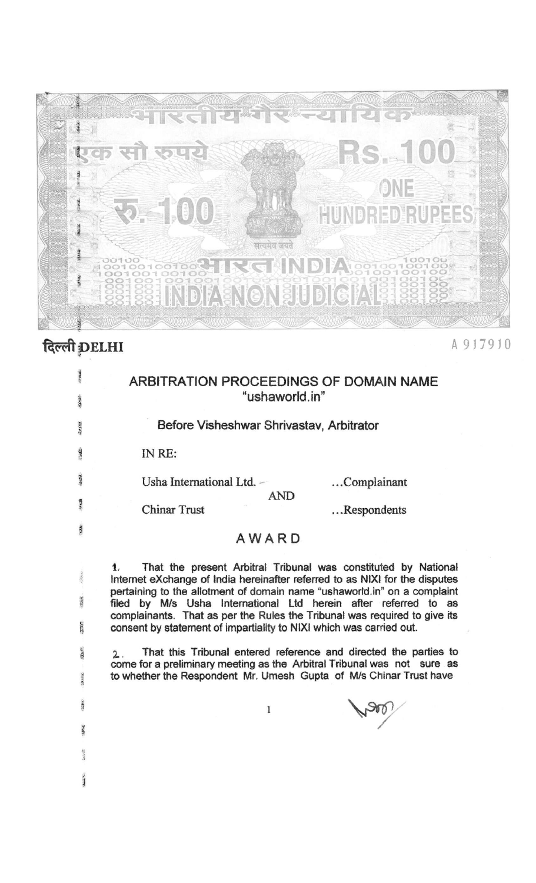भारतीय गैर न्यायिक

एक सौ रुपये Rs. 100

रु. 100 ONE HUNDRED RUPEES

सत्यमेव जयते

भारत INDIA

INDIA NON JUDICIAL

दिल्ली DELHI

A 917910

## ARBITRATION PROCEEDINGS OF DOMAIN NAME "ushaworld.in"

Before Visheshwar Shrivastav, Arbitrator

IN RE:

Usha International Ltd. ...Complainant

AND

Chinar Trust ...Respondents

## AWARD

1. That the present Arbitral Tribunal was constituted by National Internet eXchange of India hereinafter referred to as NIXI for the disputes pertaining to the allotment of domain name "ushaworld.in" on a complaint filed by M/s Usha International Ltd herein after referred to as complainants. That as per the Rules the Tribunal was required to give its consent by statement of impartiality to NIXI which was carried out.

2. That this Tribunal entered reference and directed the parties to come for a preliminary meeting as the Arbitral Tribunal was not sure as to whether the Respondent Mr. Umesh Gupta of M/s Chinar Trust have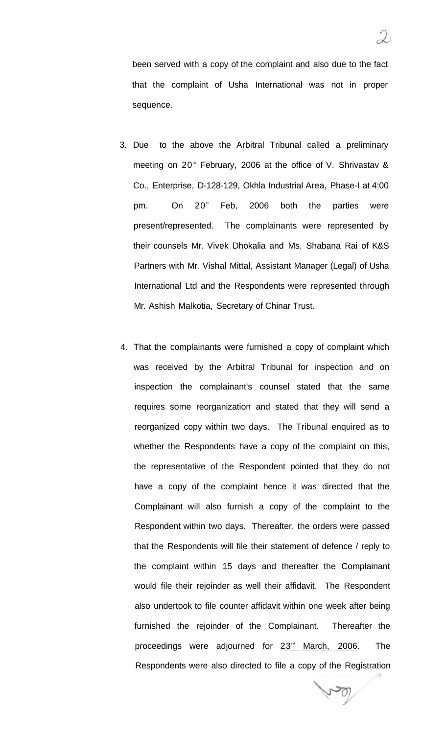been served with a copy of the complaint and also due to the fact that the complaint of Usha International was not in proper sequence.

3. Due to the above the Arbitral Tribunal called a preliminary meeting on 20th February, 2006 at the office of V. Shrivastav & Co., Enterprise, D-128-129, Okhla Industrial Area, Phase-I at 4:00 pm. On 20th Feb, 2006 both the parties were present/represented. The complainants were represented by their counsels Mr. Vivek Dhokalia and Ms. Shabana Rai of K&S Partners with Mr. Vishal Mittal, Assistant Manager (Legal) of Usha International Ltd and the Respondents were represented through Mr. Ashish Malkotia, Secretary of Chinar Trust.

4. That the complainants were furnished a copy of complaint which was received by the Arbitral Tribunal for inspection and on inspection the complainant's counsel stated that the same requires some reorganization and stated that they will send a reorganized copy within two days. The Tribunal enquired as to whether the Respondents have a copy of the complaint on this, the representative of the Respondent pointed that they do not have a copy of the complaint hence it was directed that the Complainant will also furnish a copy of the complaint to the Respondent within two days. Thereafter, the orders were passed that the Respondents will file their statement of defence / reply to the complaint within 15 days and thereafter the Complainant would file their rejoinder as well their affidavit. The Respondent also undertook to file counter affidavit within one week after being furnished the rejoinder of the Complainant. Thereafter the proceedings were adjourned for <u>23rd March, 2006</u>. The Respondents were also directed to file a copy of the Registration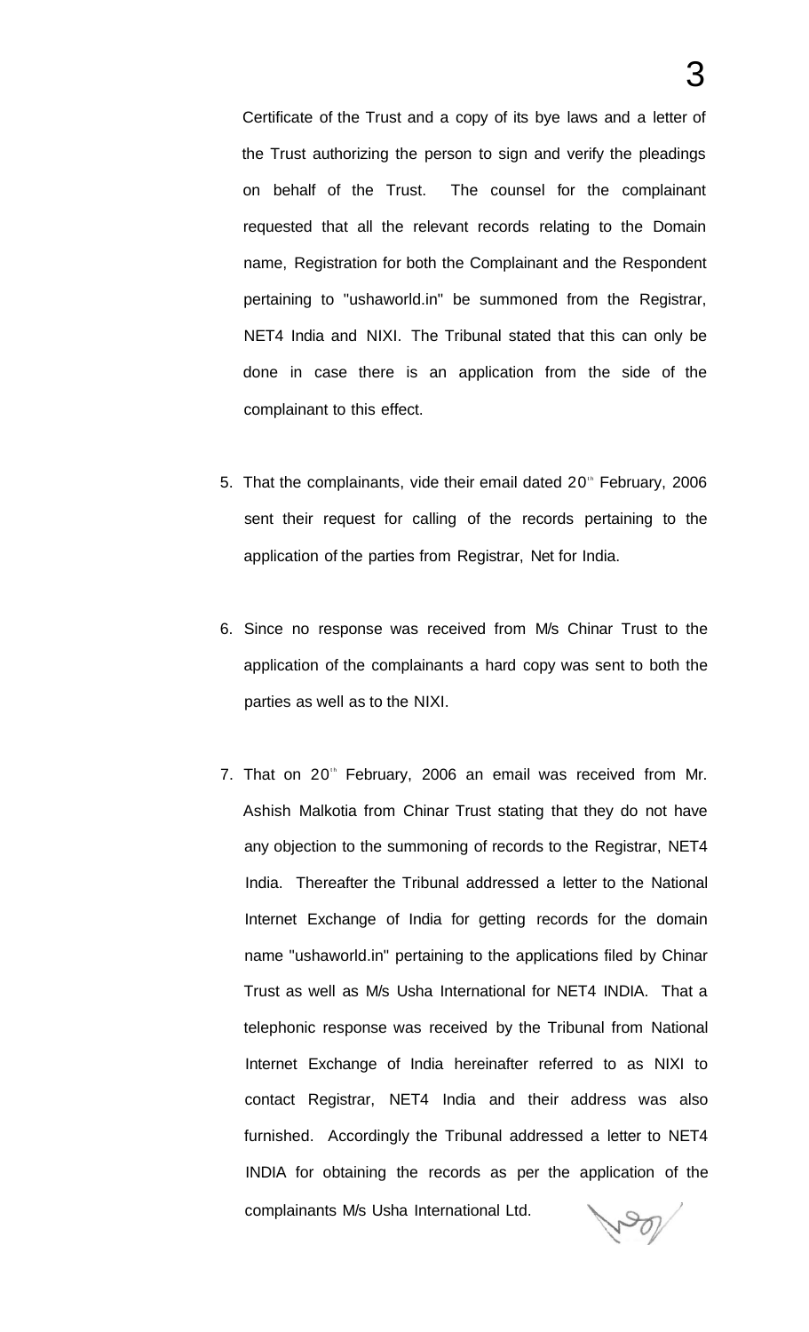Certificate of the Trust and a copy of its bye laws and a letter of the Trust authorizing the person to sign and verify the pleadings on behalf of the Trust. The counsel for the complainant requested that all the relevant records relating to the Domain name, Registration for both the Complainant and the Respondent pertaining to "ushaworld.in" be summoned from the Registrar, NET4 India and NIXI. The Tribunal stated that this can only be done in case there is an application from the side of the complainant to this effect.

5. That the complainants, vide their email dated 20th February, 2006 sent their request for calling of the records pertaining to the application of the parties from Registrar, Net for India.

6. Since no response was received from M/s Chinar Trust to the application of the complainants a hard copy was sent to both the parties as well as to the NIXI.

7. That on 20th February, 2006 an email was received from Mr. Ashish Malkotia from Chinar Trust stating that they do not have any objection to the summoning of records to the Registrar, NET4 India. Thereafter the Tribunal addressed a letter to the National Internet Exchange of India for getting records for the domain name "ushaworld.in" pertaining to the applications filed by Chinar Trust as well as M/s Usha International for NET4 INDIA. That a telephonic response was received by the Tribunal from National Internet Exchange of India hereinafter referred to as NIXI to contact Registrar, NET4 India and their address was also furnished. Accordingly the Tribunal addressed a letter to NET4 INDIA for obtaining the records as per the application of the complainants M/s Usha International Ltd.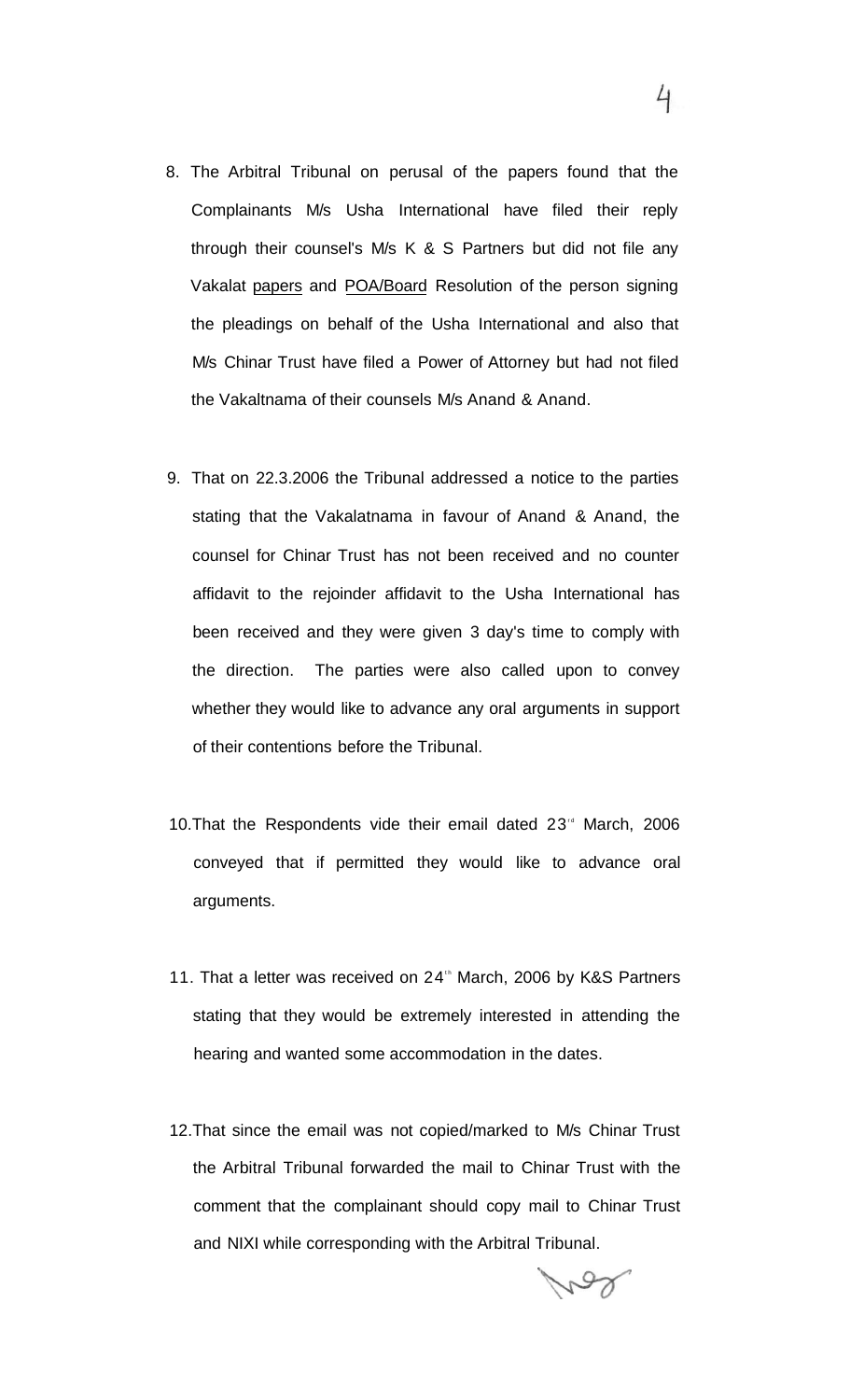8. The Arbitral Tribunal on perusal of the papers found that the Complainants M/s Usha International have filed their reply through their counsel's M/s K & S Partners but did not file any Vakalat papers and POA/Board Resolution of the person signing the pleadings on behalf of the Usha International and also that M/s Chinar Trust have filed a Power of Attorney but had not filed the Vakaltnama of their counsels M/s Anand & Anand.

9. That on 22.3.2006 the Tribunal addressed a notice to the parties stating that the Vakalatnama in favour of Anand & Anand, the counsel for Chinar Trust has not been received and no counter affidavit to the rejoinder affidavit to the Usha International has been received and they were given 3 day's time to comply with the direction. The parties were also called upon to convey whether they would like to advance any oral arguments in support of their contentions before the Tribunal.

10. That the Respondents vide their email dated 23rd March, 2006 conveyed that if permitted they would like to advance oral arguments.

11. That a letter was received on 24th March, 2006 by K&S Partners stating that they would be extremely interested in attending the hearing and wanted some accommodation in the dates.

12. That since the email was not copied/marked to M/s Chinar Trust the Arbitral Tribunal forwarded the mail to Chinar Trust with the comment that the complainant should copy mail to Chinar Trust and NIXI while corresponding with the Arbitral Tribunal.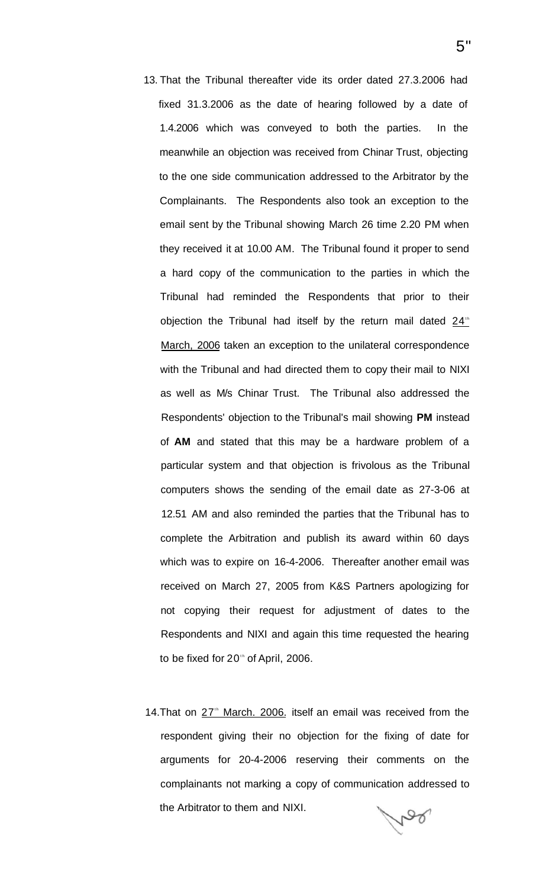13. That the Tribunal thereafter vide its order dated 27.3.2006 had fixed 31.3.2006 as the date of hearing followed by a date of 1.4.2006 which was conveyed to both the parties. In the meanwhile an objection was received from Chinar Trust, objecting to the one side communication addressed to the Arbitrator by the Complainants. The Respondents also took an exception to the email sent by the Tribunal showing March 26 time 2.20 PM when they received it at 10.00 AM. The Tribunal found it proper to send a hard copy of the communication to the parties in which the Tribunal had reminded the Respondents that prior to their objection the Tribunal had itself by the return mail dated 24th March, 2006 taken an exception to the unilateral correspondence with the Tribunal and had directed them to copy their mail to NIXI as well as M/s Chinar Trust. The Tribunal also addressed the Respondents' objection to the Tribunal's mail showing **PM** instead of **AM** and stated that this may be a hardware problem of a particular system and that objection is frivolous as the Tribunal computers shows the sending of the email date as 27-3-06 at 12.51 AM and also reminded the parties that the Tribunal has to complete the Arbitration and publish its award within 60 days which was to expire on 16-4-2006. Thereafter another email was received on March 27, 2005 from K&S Partners apologizing for not copying their request for adjustment of dates to the Respondents and NIXI and again this time requested the hearing to be fixed for 20th of April, 2006.

14. That on 27th March. 2006. itself an email was received from the respondent giving their no objection for the fixing of date for arguments for 20-4-2006 reserving their comments on the complainants not marking a copy of communication addressed to the Arbitrator to them and NIXI.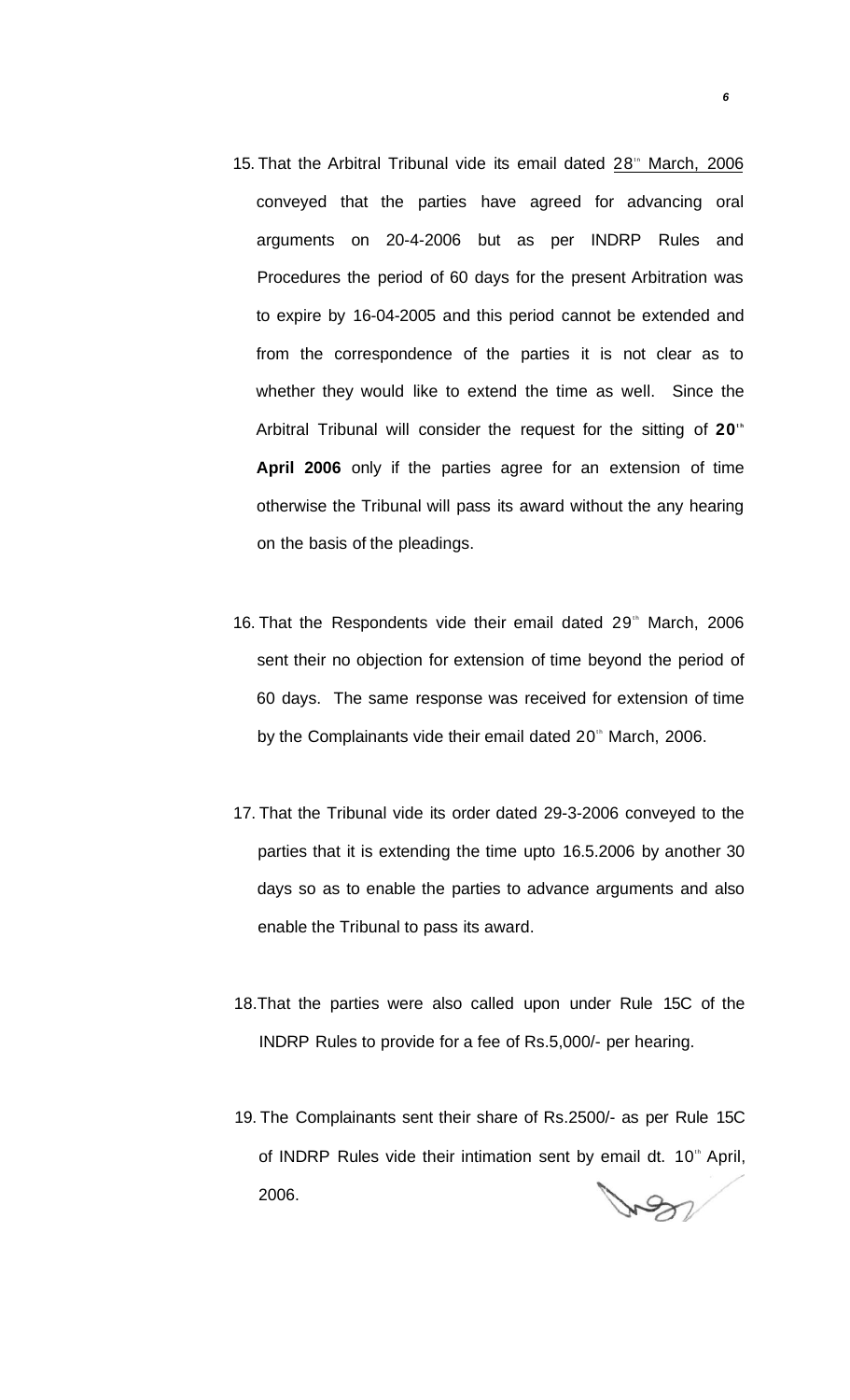15. That the Arbitral Tribunal vide its email dated 28th March, 2006 conveyed that the parties have agreed for advancing oral arguments on 20-4-2006 but as per INDRP Rules and Procedures the period of 60 days for the present Arbitration was to expire by 16-04-2005 and this period cannot be extended and from the correspondence of the parties it is not clear as to whether they would like to extend the time as well. Since the Arbitral Tribunal will consider the request for the sitting of **20th April 2006** only if the parties agree for an extension of time otherwise the Tribunal will pass its award without the any hearing on the basis of the pleadings.

16. That the Respondents vide their email dated 29th March, 2006 sent their no objection for extension of time beyond the period of 60 days. The same response was received for extension of time by the Complainants vide their email dated 20th March, 2006.

17. That the Tribunal vide its order dated 29-3-2006 conveyed to the parties that it is extending the time upto 16.5.2006 by another 30 days so as to enable the parties to advance arguments and also enable the Tribunal to pass its award.

18. That the parties were also called upon under Rule 15C of the INDRP Rules to provide for a fee of Rs.5,000/- per hearing.

19. The Complainants sent their share of Rs.2500/- as per Rule 15C of INDRP Rules vide their intimation sent by email dt. 10th April, 2006.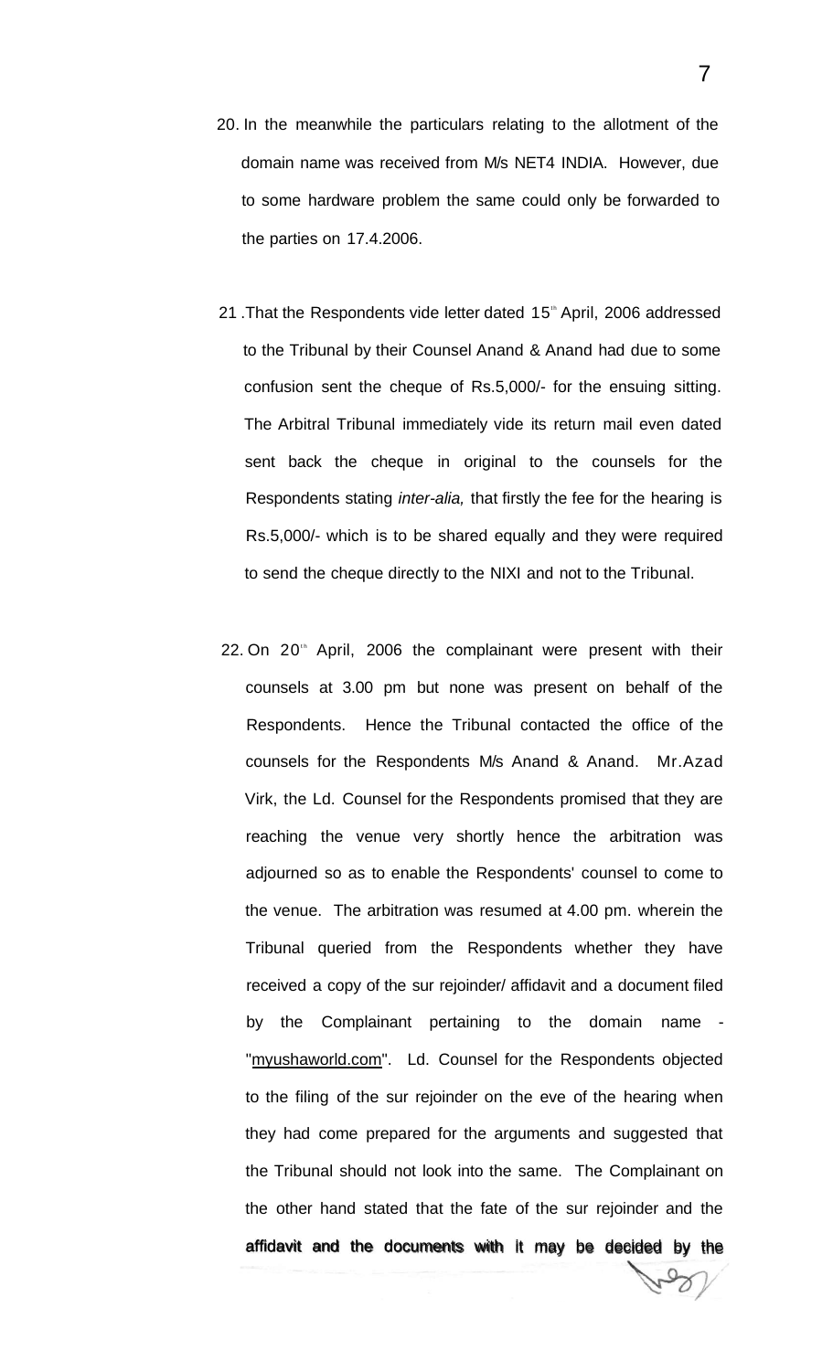20. In the meanwhile the particulars relating to the allotment of the domain name was received from M/s NET4 INDIA. However, due to some hardware problem the same could only be forwarded to the parties on 17.4.2006.

21. That the Respondents vide letter dated 15th April, 2006 addressed to the Tribunal by their Counsel Anand & Anand had due to some confusion sent the cheque of Rs.5,000/- for the ensuing sitting. The Arbitral Tribunal immediately vide its return mail even dated sent back the cheque in original to the counsels for the Respondents stating *inter-alia,* that firstly the fee for the hearing is Rs.5,000/- which is to be shared equally and they were required to send the cheque directly to the NIXI and not to the Tribunal.

22. On 20th April, 2006 the complainant were present with their counsels at 3.00 pm but none was present on behalf of the Respondents. Hence the Tribunal contacted the office of the counsels for the Respondents M/s Anand & Anand. Mr.Azad Virk, the Ld. Counsel for the Respondents promised that they are reaching the venue very shortly hence the arbitration was adjourned so as to enable the Respondents' counsel to come to the venue. The arbitration was resumed at 4.00 pm. wherein the Tribunal queried from the Respondents whether they have received a copy of the sur rejoinder/ affidavit and a document filed by the Complainant pertaining to the domain name - "myushaworld.com". Ld. Counsel for the Respondents objected to the filing of the sur rejoinder on the eve of the hearing when they had come prepared for the arguments and suggested that the Tribunal should not look into the same. The Complainant on the other hand stated that the fate of the sur rejoinder and the affidavit and the documents with it may be decided by the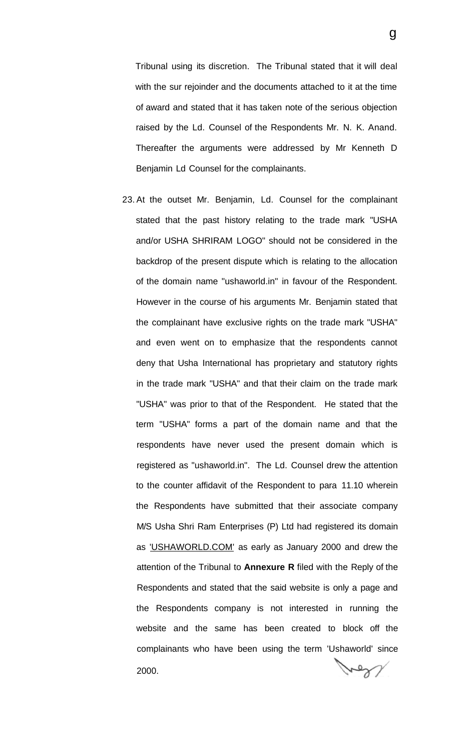Tribunal using its discretion. The Tribunal stated that it will deal with the sur rejoinder and the documents attached to it at the time of award and stated that it has taken note of the serious objection raised by the Ld. Counsel of the Respondents Mr. N. K. Anand. Thereafter the arguments were addressed by Mr Kenneth D Benjamin Ld Counsel for the complainants.

23. At the outset Mr. Benjamin, Ld. Counsel for the complainant stated that the past history relating to the trade mark "USHA and/or USHA SHRIRAM LOGO" should not be considered in the backdrop of the present dispute which is relating to the allocation of the domain name "ushaworld.in" in favour of the Respondent. However in the course of his arguments Mr. Benjamin stated that the complainant have exclusive rights on the trade mark "USHA" and even went on to emphasize that the respondents cannot deny that Usha International has proprietary and statutory rights in the trade mark "USHA" and that their claim on the trade mark "USHA" was prior to that of the Respondent. He stated that the term "USHA" forms a part of the domain name and that the respondents have never used the present domain which is registered as "ushaworld.in". The Ld. Counsel drew the attention to the counter affidavit of the Respondent to para 11.10 wherein the Respondents have submitted that their associate company M/S Usha Shri Ram Enterprises (P) Ltd had registered its domain as 'USHAWORLD.COM' as early as January 2000 and drew the attention of the Tribunal to **Annexure R** filed with the Reply of the Respondents and stated that the said website is only a page and the Respondents company is not interested in running the website and the same has been created to block off the complainants who have been using the term 'Ushaworld' since 2000.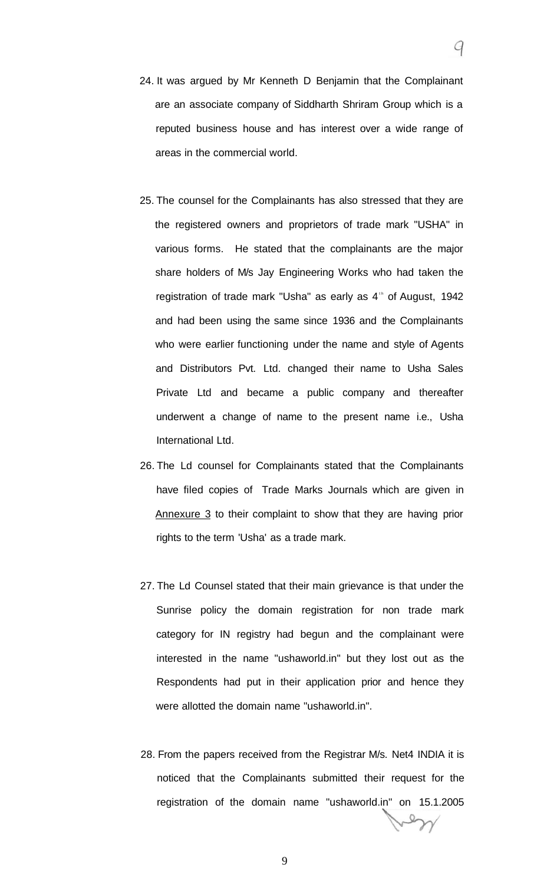24. It was argued by Mr Kenneth D Benjamin that the Complainant are an associate company of Siddharth Shriram Group which is a reputed business house and has interest over a wide range of areas in the commercial world.

25. The counsel for the Complainants has also stressed that they are the registered owners and proprietors of trade mark "USHA" in various forms. He stated that the complainants are the major share holders of M/s Jay Engineering Works who had taken the registration of trade mark "Usha" as early as 4th of August, 1942 and had been using the same since 1936 and the Complainants who were earlier functioning under the name and style of Agents and Distributors Pvt. Ltd. changed their name to Usha Sales Private Ltd and became a public company and thereafter underwent a change of name to the present name i.e., Usha International Ltd.

26. The Ld counsel for Complainants stated that the Complainants have filed copies of Trade Marks Journals which are given in Annexure 3 to their complaint to show that they are having prior rights to the term 'Usha' as a trade mark.

27. The Ld Counsel stated that their main grievance is that under the Sunrise policy the domain registration for non trade mark category for IN registry had begun and the complainant were interested in the name "ushaworld.in" but they lost out as the Respondents had put in their application prior and hence they were allotted the domain name "ushaworld.in".

28. From the papers received from the Registrar M/s. Net4 INDIA it is noticed that the Complainants submitted their request for the registration of the domain name "ushaworld.in" on 15.1.2005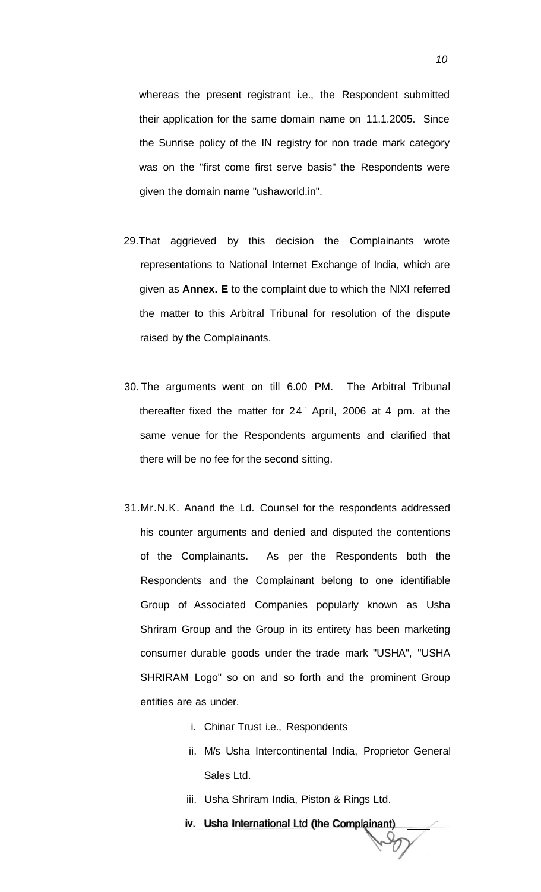whereas the present registrant i.e., the Respondent submitted their application for the same domain name on 11.1.2005. Since the Sunrise policy of the IN registry for non trade mark category was on the "first come first serve basis" the Respondents were given the domain name "ushaworld.in".

29. That aggrieved by this decision the Complainants wrote representations to National Internet Exchange of India, which are given as **Annex. E** to the complaint due to which the NIXI referred the matter to this Arbitral Tribunal for resolution of the dispute raised by the Complainants.

30. The arguments went on till 6.00 PM. The Arbitral Tribunal thereafter fixed the matter for 24th April, 2006 at 4 pm. at the same venue for the Respondents arguments and clarified that there will be no fee for the second sitting.

31. Mr.N.K. Anand the Ld. Counsel for the respondents addressed his counter arguments and denied and disputed the contentions of the Complainants. As per the Respondents both the Respondents and the Complainant belong to one identifiable Group of Associated Companies popularly known as Usha Shriram Group and the Group in its entirety has been marketing consumer durable goods under the trade mark "USHA", "USHA SHRIRAM Logo" so on and so forth and the prominent Group entities are as under.

    i. Chinar Trust i.e., Respondents
    ii. M/s Usha Intercontinental India, Proprietor General Sales Ltd.
    iii. Usha Shriram India, Piston & Rings Ltd.
    iv. Usha International Ltd (the Complainant)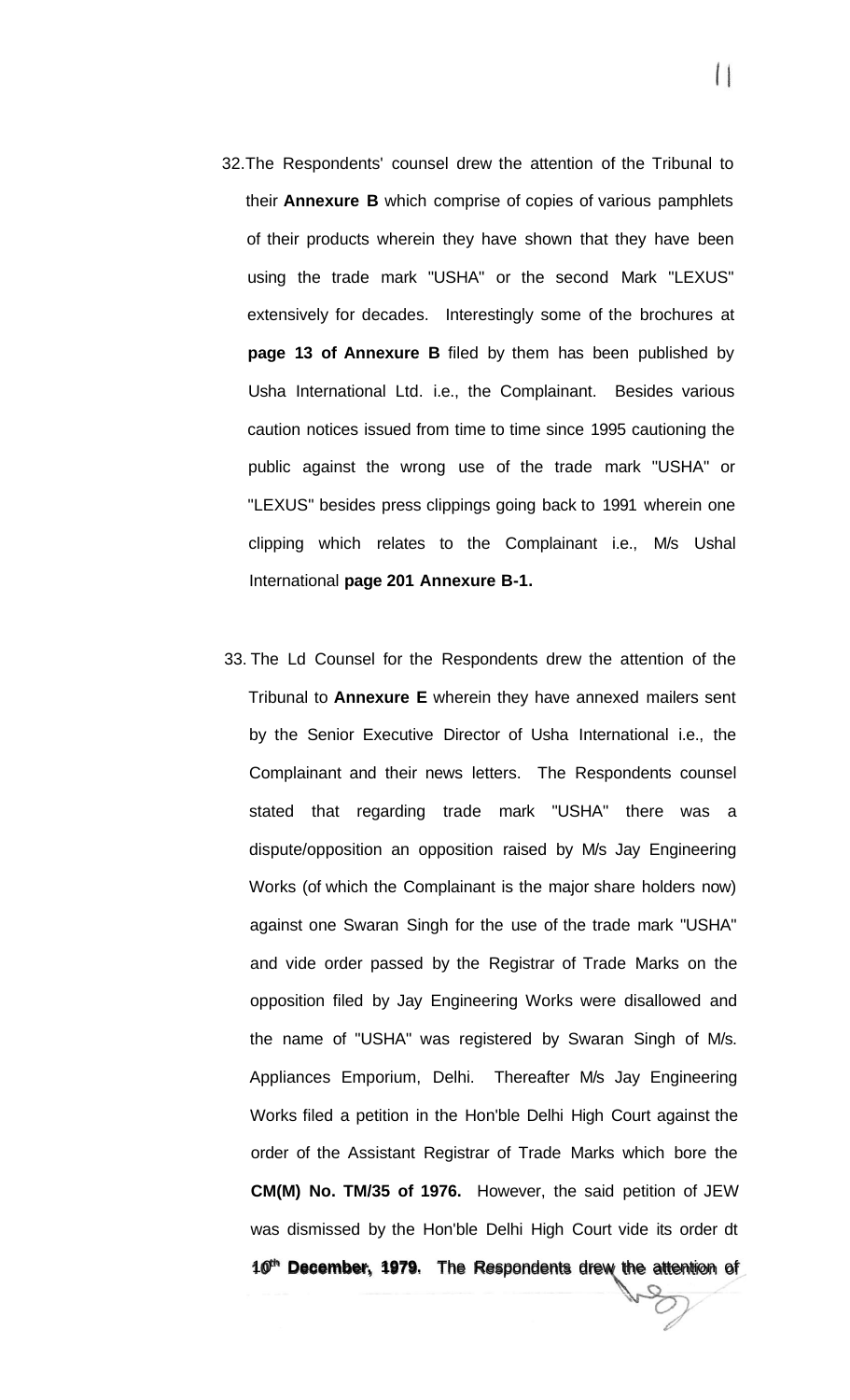32. The Respondents' counsel drew the attention of the Tribunal to their **Annexure B** which comprise of copies of various pamphlets of their products wherein they have shown that they have been using the trade mark "USHA" or the second Mark "LEXUS" extensively for decades. Interestingly some of the brochures at **page 13 of Annexure B** filed by them has been published by Usha International Ltd. i.e., the Complainant. Besides various caution notices issued from time to time since 1995 cautioning the public against the wrong use of the trade mark "USHA" or "LEXUS" besides press clippings going back to 1991 wherein one clipping which relates to the Complainant i.e., M/s Ushal International **page 201 Annexure B-1.**

33. The Ld Counsel for the Respondents drew the attention of the Tribunal to **Annexure E** wherein they have annexed mailers sent by the Senior Executive Director of Usha International i.e., the Complainant and their news letters. The Respondents counsel stated that regarding trade mark "USHA" there was a dispute/opposition an opposition raised by M/s Jay Engineering Works (of which the Complainant is the major share holders now) against one Swaran Singh for the use of the trade mark "USHA" and vide order passed by the Registrar of Trade Marks on the opposition filed by Jay Engineering Works were disallowed and the name of "USHA" was registered by Swaran Singh of M/s. Appliances Emporium, Delhi. Thereafter M/s Jay Engineering Works filed a petition in the Hon'ble Delhi High Court against the order of the Assistant Registrar of Trade Marks which bore the **CM(M) No. TM/35 of 1976.** However, the said petition of JEW was dismissed by the Hon'ble Delhi High Court vide its order dt **10th December, 1979.** The Respondents drew the attention of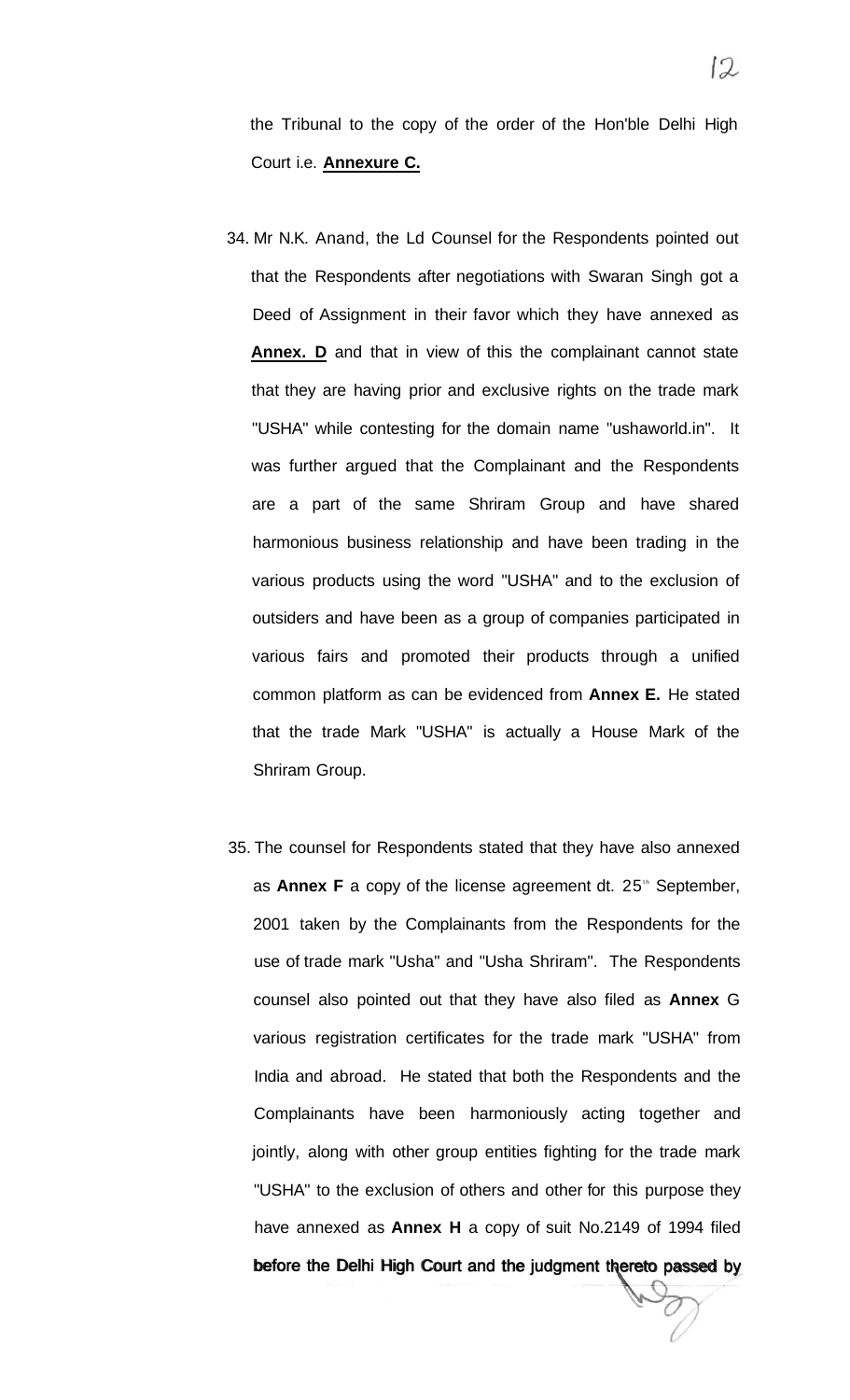the Tribunal to the copy of the order of the Hon'ble Delhi High Court i.e. **Annexure C.**

34. Mr N.K. Anand, the Ld Counsel for the Respondents pointed out that the Respondents after negotiations with Swaran Singh got a Deed of Assignment in their favor which they have annexed as **Annex. D** and that in view of this the complainant cannot state that they are having prior and exclusive rights on the trade mark "USHA" while contesting for the domain name "ushaworld.in". It was further argued that the Complainant and the Respondents are a part of the same Shriram Group and have shared harmonious business relationship and have been trading in the various products using the word "USHA" and to the exclusion of outsiders and have been as a group of companies participated in various fairs and promoted their products through a unified common platform as can be evidenced from **Annex E.** He stated that the trade Mark "USHA" is actually a House Mark of the Shriram Group.

35. The counsel for Respondents stated that they have also annexed as **Annex F** a copy of the license agreement dt. 25th September, 2001 taken by the Complainants from the Respondents for the use of trade mark "Usha" and "Usha Shriram". The Respondents counsel also pointed out that they have also filed as **Annex** G various registration certificates for the trade mark "USHA" from India and abroad. He stated that both the Respondents and the Complainants have been harmoniously acting together and jointly, along with other group entities fighting for the trade mark "USHA" to the exclusion of others and other for this purpose they have annexed as **Annex H** a copy of suit No.2149 of 1994 filed before the Delhi High Court and the judgment thereto passed by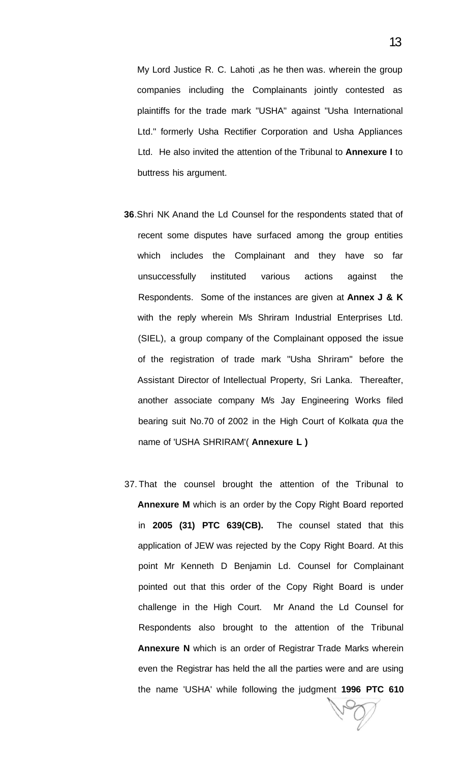My Lord Justice R. C. Lahoti ,as he then was. wherein the group companies including the Complainants jointly contested as plaintiffs for the trade mark "USHA" against "Usha International Ltd." formerly Usha Rectifier Corporation and Usha Appliances Ltd. He also invited the attention of the Tribunal to **Annexure I** to buttress his argument.

**36**.Shri NK Anand the Ld Counsel for the respondents stated that of recent some disputes have surfaced among the group entities which includes the Complainant and they have so far unsuccessfully instituted various actions against the Respondents. Some of the instances are given at **Annex J & K** with the reply wherein M/s Shriram Industrial Enterprises Ltd. (SIEL), a group company of the Complainant opposed the issue of the registration of trade mark "Usha Shriram" before the Assistant Director of Intellectual Property, Sri Lanka. Thereafter, another associate company M/s Jay Engineering Works filed bearing suit No.70 of 2002 in the High Court of Kolkata *qua* the name of 'USHA SHRIRAM'( **Annexure L )**

37. That the counsel brought the attention of the Tribunal to **Annexure M** which is an order by the Copy Right Board reported in **2005 (31) PTC 639(CB).** The counsel stated that this application of JEW was rejected by the Copy Right Board. At this point Mr Kenneth D Benjamin Ld. Counsel for Complainant pointed out that this order of the Copy Right Board is under challenge in the High Court. Mr Anand the Ld Counsel for Respondents also brought to the attention of the Tribunal **Annexure N** which is an order of Registrar Trade Marks wherein even the Registrar has held the all the parties were and are using the name 'USHA' while following the judgment **1996 PTC 610**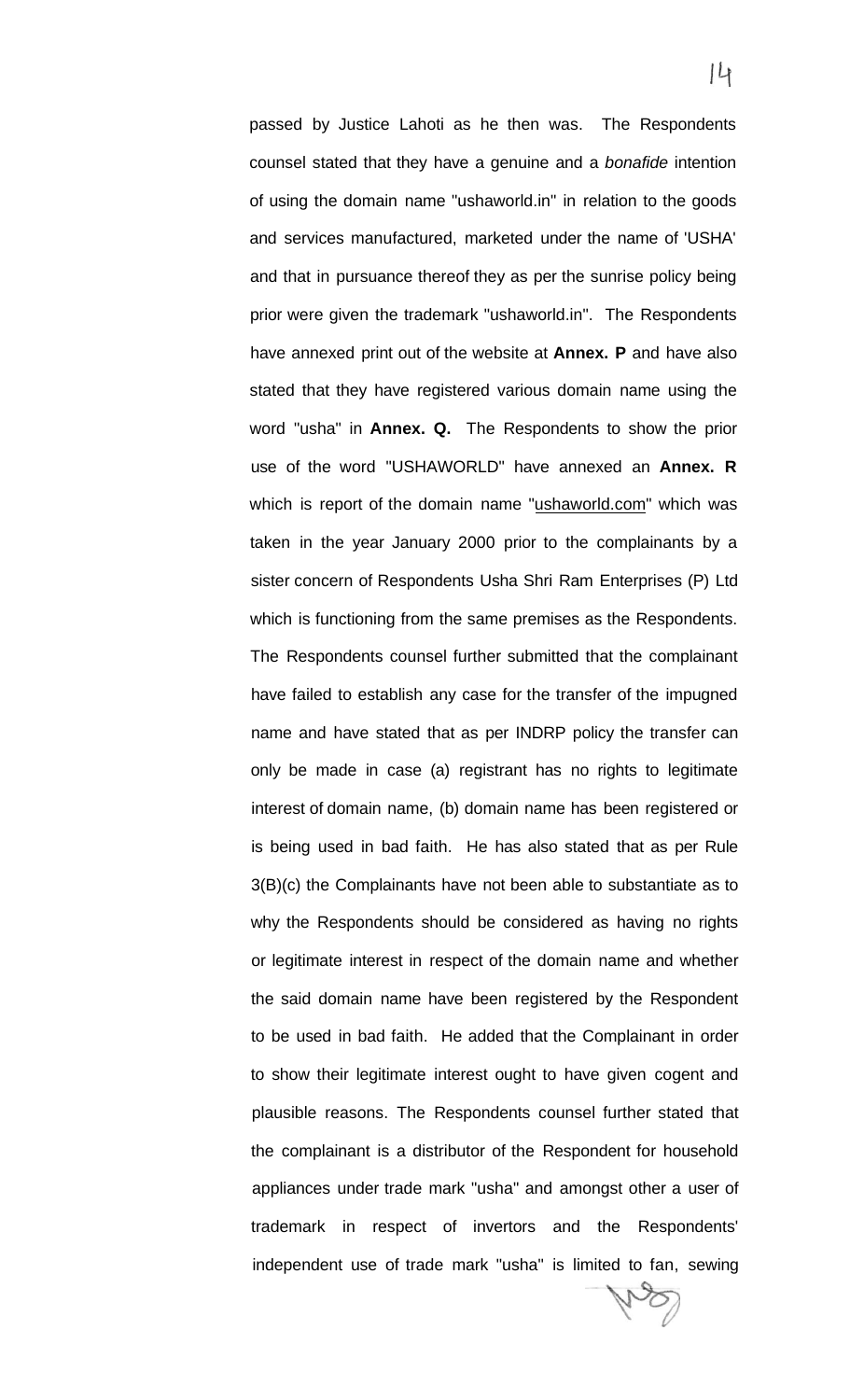passed by Justice Lahoti as he then was. The Respondents counsel stated that they have a genuine and a *bonafide* intention of using the domain name "ushaworld.in" in relation to the goods and services manufactured, marketed under the name of 'USHA' and that in pursuance thereof they as per the sunrise policy being prior were given the trademark "ushaworld.in". The Respondents have annexed print out of the website at **Annex. P** and have also stated that they have registered various domain name using the word "usha" in **Annex. Q.** The Respondents to show the prior use of the word "USHAWORLD" have annexed an **Annex. R** which is report of the domain name "ushaworld.com" which was taken in the year January 2000 prior to the complainants by a sister concern of Respondents Usha Shri Ram Enterprises (P) Ltd which is functioning from the same premises as the Respondents. The Respondents counsel further submitted that the complainant have failed to establish any case for the transfer of the impugned name and have stated that as per INDRP policy the transfer can only be made in case (a) registrant has no rights to legitimate interest of domain name, (b) domain name has been registered or is being used in bad faith. He has also stated that as per Rule 3(B)(c) the Complainants have not been able to substantiate as to why the Respondents should be considered as having no rights or legitimate interest in respect of the domain name and whether the said domain name have been registered by the Respondent to be used in bad faith. He added that the Complainant in order to show their legitimate interest ought to have given cogent and plausible reasons. The Respondents counsel further stated that the complainant is a distributor of the Respondent for household appliances under trade mark "usha" and amongst other a user of trademark in respect of invertors and the Respondents' independent use of trade mark "usha" is limited to fan, sewing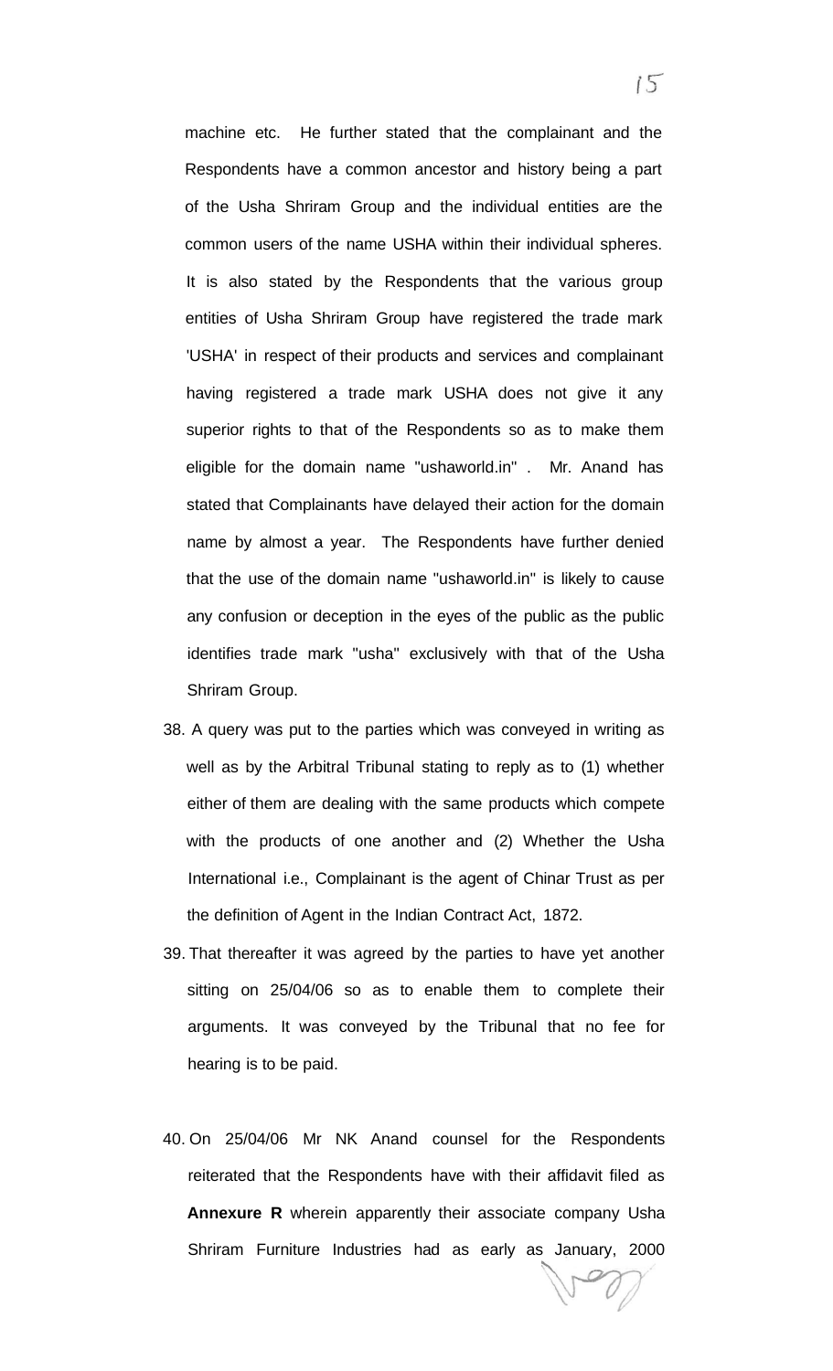machine etc. He further stated that the complainant and the Respondents have a common ancestor and history being a part of the Usha Shriram Group and the individual entities are the common users of the name USHA within their individual spheres. It is also stated by the Respondents that the various group entities of Usha Shriram Group have registered the trade mark 'USHA' in respect of their products and services and complainant having registered a trade mark USHA does not give it any superior rights to that of the Respondents so as to make them eligible for the domain name "ushaworld.in" . Mr. Anand has stated that Complainants have delayed their action for the domain name by almost a year. The Respondents have further denied that the use of the domain name "ushaworld.in" is likely to cause any confusion or deception in the eyes of the public as the public identifies trade mark "usha" exclusively with that of the Usha Shriram Group.

38. A query was put to the parties which was conveyed in writing as well as by the Arbitral Tribunal stating to reply as to (1) whether either of them are dealing with the same products which compete with the products of one another and (2) Whether the Usha International i.e., Complainant is the agent of Chinar Trust as per the definition of Agent in the Indian Contract Act, 1872.

39. That thereafter it was agreed by the parties to have yet another sitting on 25/04/06 so as to enable them to complete their arguments. It was conveyed by the Tribunal that no fee for hearing is to be paid.

40. On 25/04/06 Mr NK Anand counsel for the Respondents reiterated that the Respondents have with their affidavit filed as **Annexure R** wherein apparently their associate company Usha Shriram Furniture Industries had as early as January, 2000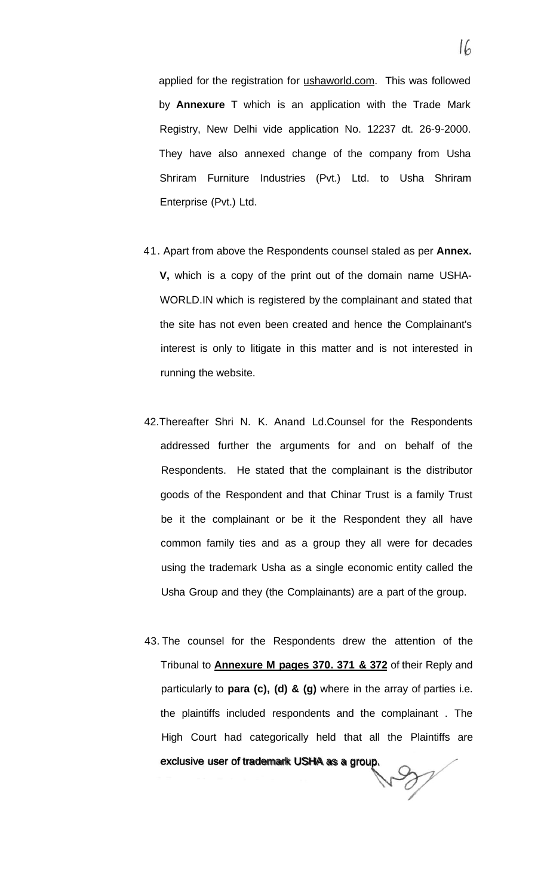applied for the registration for ushaworld.com. This was followed by **Annexure** T which is an application with the Trade Mark Registry, New Delhi vide application No. 12237 dt. 26-9-2000. They have also annexed change of the company from Usha Shriram Furniture Industries (Pvt.) Ltd. to Usha Shriram Enterprise (Pvt.) Ltd.

41. Apart from above the Respondents counsel staled as per **Annex. V,** which is a copy of the print out of the domain name USHA-WORLD.IN which is registered by the complainant and stated that the site has not even been created and hence the Complainant's interest is only to litigate in this matter and is not interested in running the website.

42. Thereafter Shri N. K. Anand Ld.Counsel for the Respondents addressed further the arguments for and on behalf of the Respondents. He stated that the complainant is the distributor goods of the Respondent and that Chinar Trust is a family Trust be it the complainant or be it the Respondent they all have common family ties and as a group they all were for decades using the trademark Usha as a single economic entity called the Usha Group and they (the Complainants) are a part of the group.

43. The counsel for the Respondents drew the attention of the Tribunal to **Annexure M pages 370. 371 & 372** of their Reply and particularly to **para (c), (d) & (g)** where in the array of parties i.e. the plaintiffs included respondents and the complainant . The High Court had categorically held that all the Plaintiffs are exclusive user of trademark USHA as a group.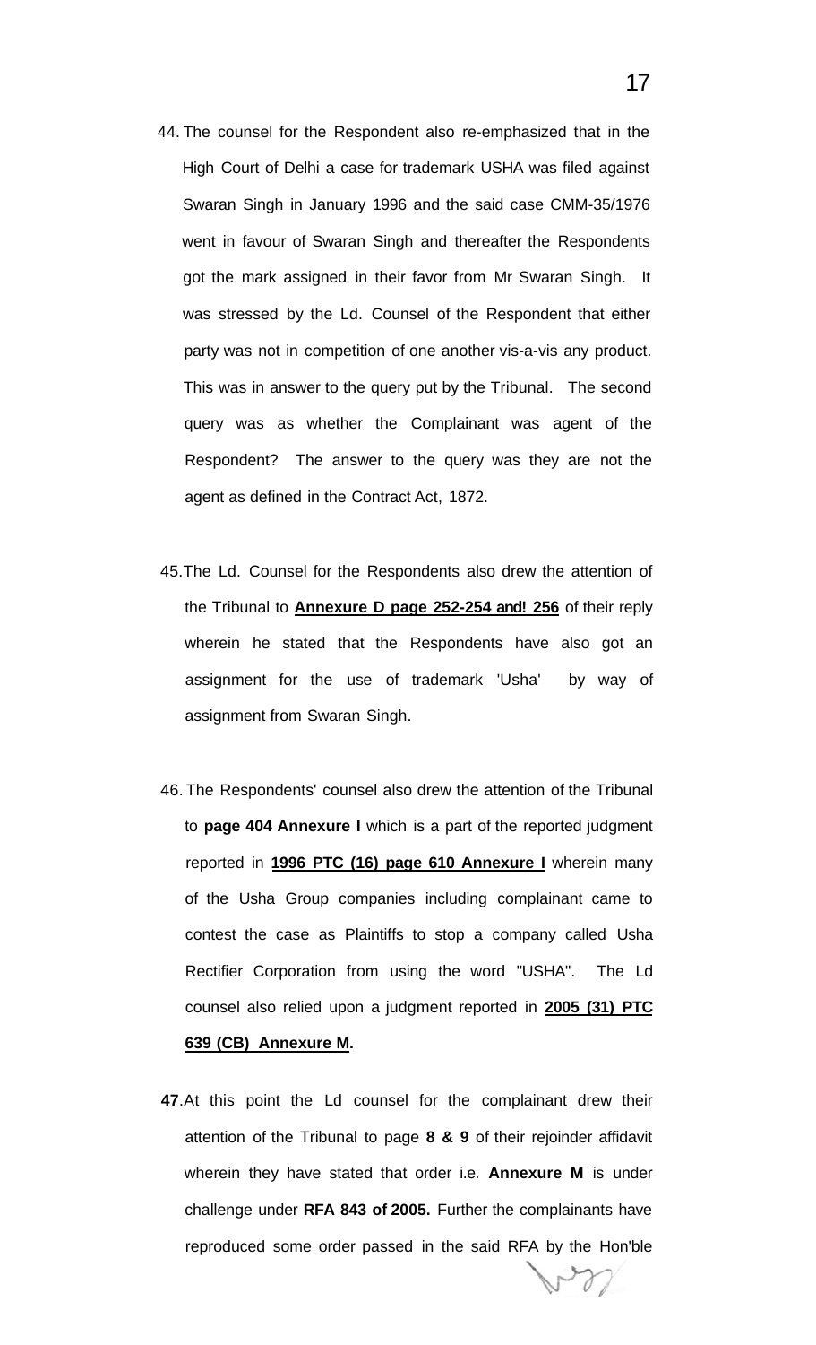44. The counsel for the Respondent also re-emphasized that in the High Court of Delhi a case for trademark USHA was filed against Swaran Singh in January 1996 and the said case CMM-35/1976 went in favour of Swaran Singh and thereafter the Respondents got the mark assigned in their favor from Mr Swaran Singh. It was stressed by the Ld. Counsel of the Respondent that either party was not in competition of one another vis-a-vis any product. This was in answer to the query put by the Tribunal. The second query was as whether the Complainant was agent of the Respondent? The answer to the query was they are not the agent as defined in the Contract Act, 1872.

45. The Ld. Counsel for the Respondents also drew the attention of the Tribunal to **Annexure D page 252-254 and! 256** of their reply wherein he stated that the Respondents have also got an assignment for the use of trademark 'Usha' by way of assignment from Swaran Singh.

46. The Respondents' counsel also drew the attention of the Tribunal to **page 404 Annexure I** which is a part of the reported judgment reported in **1996 PTC (16) page 610 Annexure I** wherein many of the Usha Group companies including complainant came to contest the case as Plaintiffs to stop a company called Usha Rectifier Corporation from using the word "USHA". The Ld counsel also relied upon a judgment reported in **2005 (31) PTC 639 (CB) Annexure M.**

**47**. At this point the Ld counsel for the complainant drew their attention of the Tribunal to page **8 & 9** of their rejoinder affidavit wherein they have stated that order i.e. **Annexure M** is under challenge under **RFA 843 of 2005.** Further the complainants have reproduced some order passed in the said RFA by the Hon'ble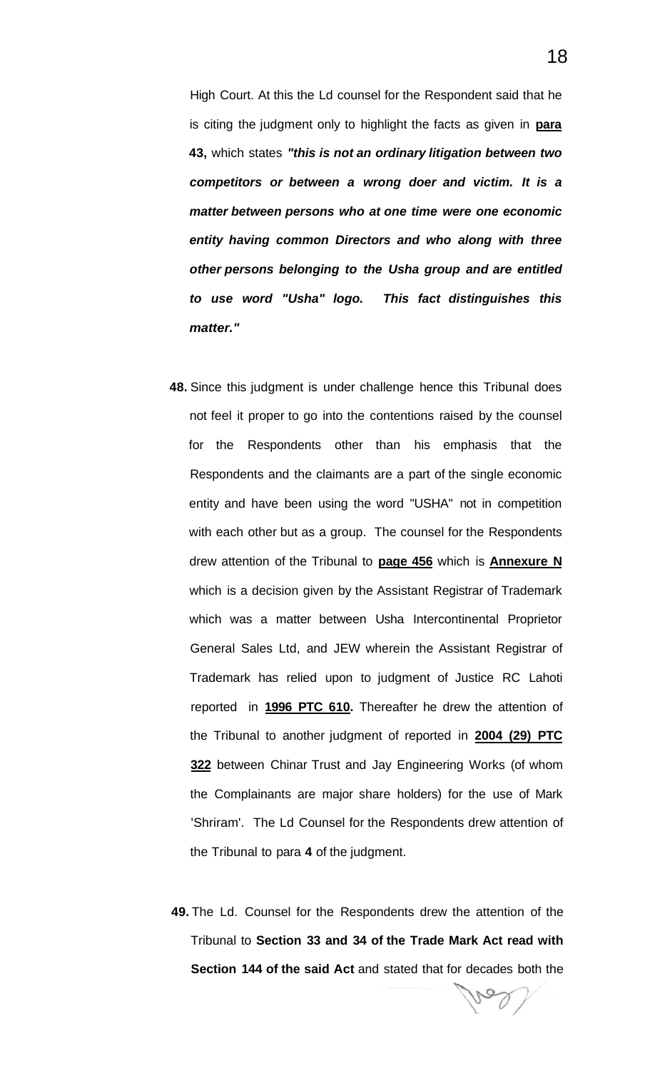High Court. At this the Ld counsel for the Respondent said that he is citing the judgment only to highlight the facts as given in **para 43,** which states ***"this is not an ordinary litigation between two competitors or between a wrong doer and victim. It is a matter between persons who at one time were one economic entity having common Directors and who along with three other persons belonging to the Usha group and are entitled to use word "Usha" logo. This fact distinguishes this matter."***

**48.** Since this judgment is under challenge hence this Tribunal does not feel it proper to go into the contentions raised by the counsel for the Respondents other than his emphasis that the Respondents and the claimants are a part of the single economic entity and have been using the word "USHA" not in competition with each other but as a group. The counsel for the Respondents drew attention of the Tribunal to **page 456** which is **Annexure N** which is a decision given by the Assistant Registrar of Trademark which was a matter between Usha Intercontinental Proprietor General Sales Ltd, and JEW wherein the Assistant Registrar of Trademark has relied upon to judgment of Justice RC Lahoti reported in **1996 PTC 610.** Thereafter he drew the attention of the Tribunal to another judgment of reported in **2004 (29) PTC 322** between Chinar Trust and Jay Engineering Works (of whom the Complainants are major share holders) for the use of Mark 'Shriram'. The Ld Counsel for the Respondents drew attention of the Tribunal to para **4** of the judgment.

**49.** The Ld. Counsel for the Respondents drew the attention of the Tribunal to **Section 33 and 34 of the Trade Mark Act read with Section 144 of the said Act** and stated that for decades both the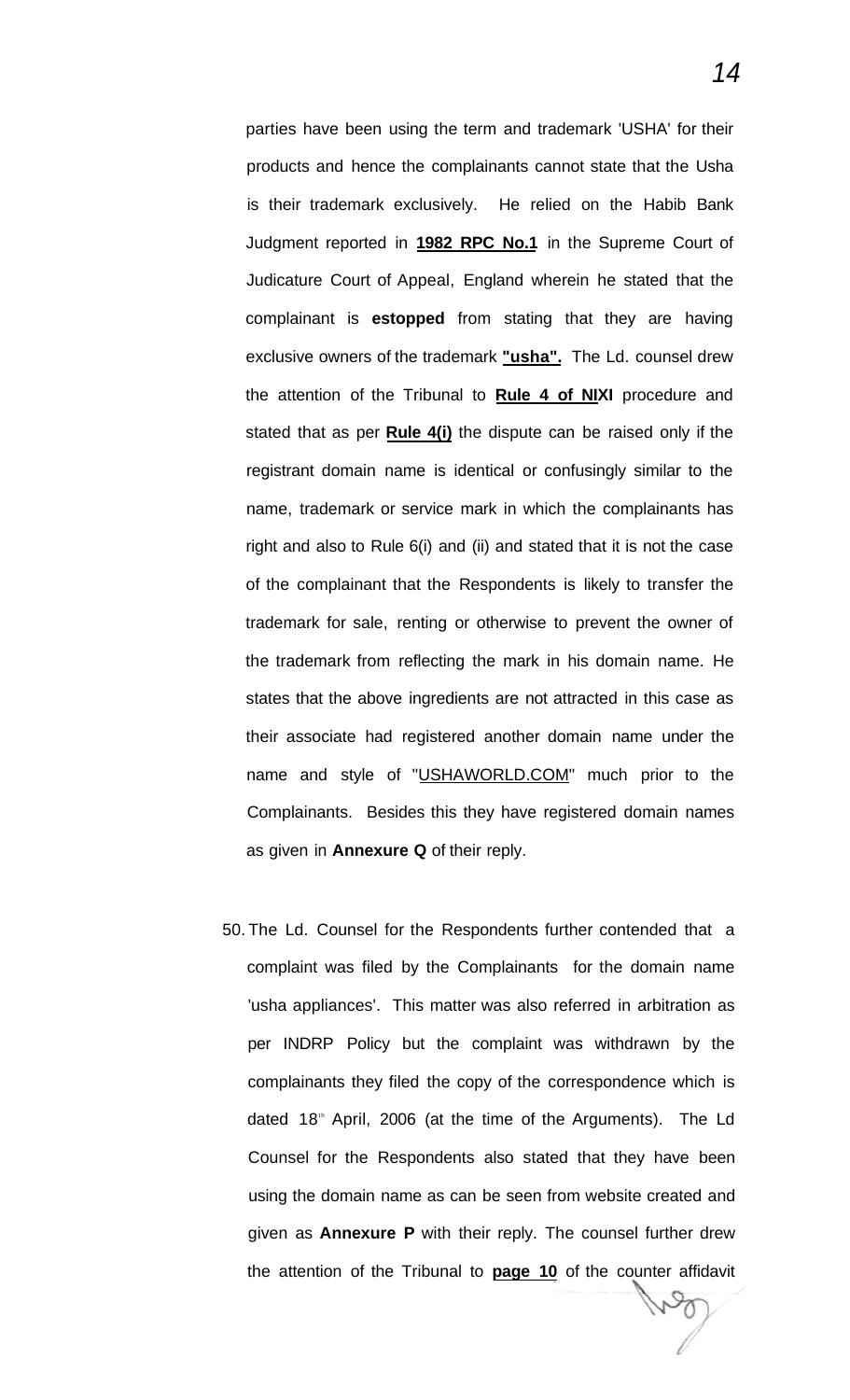parties have been using the term and trademark 'USHA' for their products and hence the complainants cannot state that the Usha is their trademark exclusively. He relied on the Habib Bank Judgment reported in **<u>1982 RPC No.1</u>** in the Supreme Court of Judicature Court of Appeal, England wherein he stated that the complainant is **estopped** from stating that they are having exclusive owners of the trademark **<u>"usha".</u>** The Ld. counsel drew the attention of the Tribunal to **<u>Rule 4 of NI</u>XI** procedure and stated that as per **<u>Rule 4(i)</u>** the dispute can be raised only if the registrant domain name is identical or confusingly similar to the name, trademark or service mark in which the complainants has right and also to Rule 6(i) and (ii) and stated that it is not the case of the complainant that the Respondents is likely to transfer the trademark for sale, renting or otherwise to prevent the owner of the trademark from reflecting the mark in his domain name. He states that the above ingredients are not attracted in this case as their associate had registered another domain name under the name and style of "<u>USHAWORLD.COM</u>" much prior to the Complainants. Besides this they have registered domain names as given in **Annexure Q** of their reply.

50. The Ld. Counsel for the Respondents further contended that a complaint was filed by the Complainants for the domain name 'usha appliances'. This matter was also referred in arbitration as per INDRP Policy but the complaint was withdrawn by the complainants they filed the copy of the correspondence which is dated 18th April, 2006 (at the time of the Arguments). The Ld Counsel for the Respondents also stated that they have been using the domain name as can be seen from website created and given as **Annexure P** with their reply. The counsel further drew the attention of the Tribunal to **<u>page 10</u>** of the counter affidavit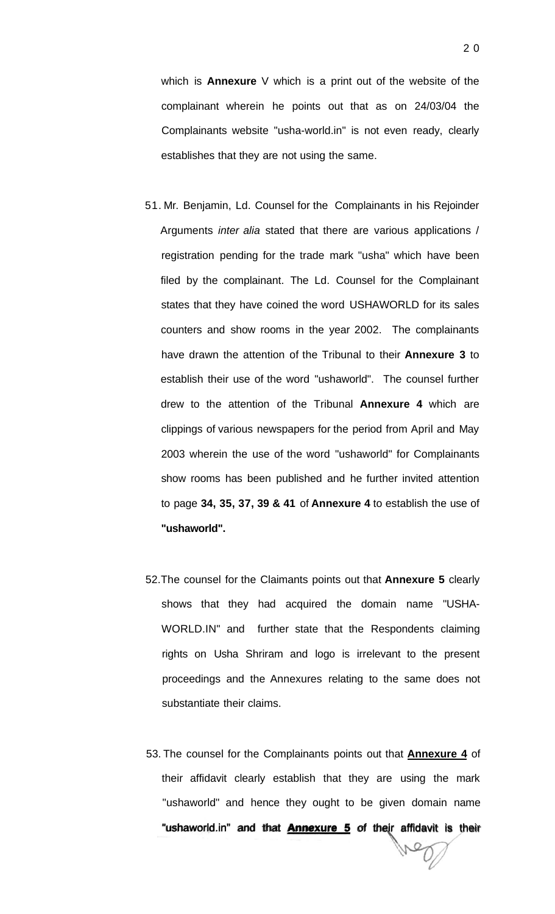which is **Annexure** V which is a print out of the website of the complainant wherein he points out that as on 24/03/04 the Complainants website "usha-world.in" is not even ready, clearly establishes that they are not using the same.

51. Mr. Benjamin, Ld. Counsel for the Complainants in his Rejoinder Arguments *inter alia* stated that there are various applications / registration pending for the trade mark "usha" which have been filed by the complainant. The Ld. Counsel for the Complainant states that they have coined the word USHAWORLD for its sales counters and show rooms in the year 2002. The complainants have drawn the attention of the Tribunal to their **Annexure 3** to establish their use of the word "ushaworld". The counsel further drew to the attention of the Tribunal **Annexure 4** which are clippings of various newspapers for the period from April and May 2003 wherein the use of the word "ushaworld" for Complainants show rooms has been published and he further invited attention to page **34, 35, 37, 39 & 41** of **Annexure 4** to establish the use of **"ushaworld".**

52. The counsel for the Claimants points out that **Annexure 5** clearly shows that they had acquired the domain name "USHA-WORLD.IN" and further state that the Respondents claiming rights on Usha Shriram and logo is irrelevant to the present proceedings and the Annexures relating to the same does not substantiate their claims.

53. The counsel for the Complainants points out that **Annexure 4** of their affidavit clearly establish that they are using the mark "ushaworld" and hence they ought to be given domain name **"ushaworld.in" and that Annexure 5 of their affidavit is their**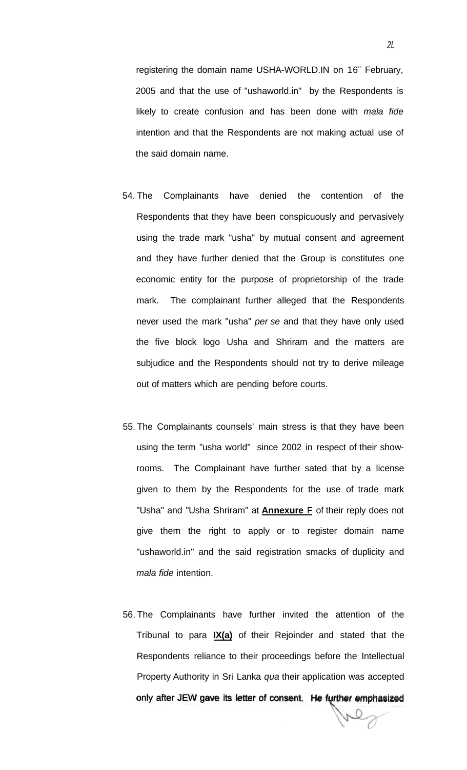registering the domain name USHA-WORLD.IN on 16th February, 2005 and that the use of "ushaworld.in" by the Respondents is likely to create confusion and has been done with *mala fide* intention and that the Respondents are not making actual use of the said domain name.

54. The Complainants have denied the contention of the Respondents that they have been conspicuously and pervasively using the trade mark "usha" by mutual consent and agreement and they have further denied that the Group is constitutes one economic entity for the purpose of proprietorship of the trade mark. The complainant further alleged that the Respondents never used the mark "usha" *per se* and that they have only used the five block logo Usha and Shriram and the matters are subjudice and the Respondents should not try to derive mileage out of matters which are pending before courts.

55. The Complainants counsels' main stress is that they have been using the term "usha world" since 2002 in respect of their show-rooms. The Complainant have further sated that by a license given to them by the Respondents for the use of trade mark "Usha" and "Usha Shriram" at **Annexure** F of their reply does not give them the right to apply or to register domain name "ushaworld.in" and the said registration smacks of duplicity and *mala fide* intention.

56. The Complainants have further invited the attention of the Tribunal to para **IX(a)** of their Rejoinder and stated that the Respondents reliance to their proceedings before the Intellectual Property Authority in Sri Lanka *qua* their application was accepted only after JEW gave its letter of consent. He further emphasized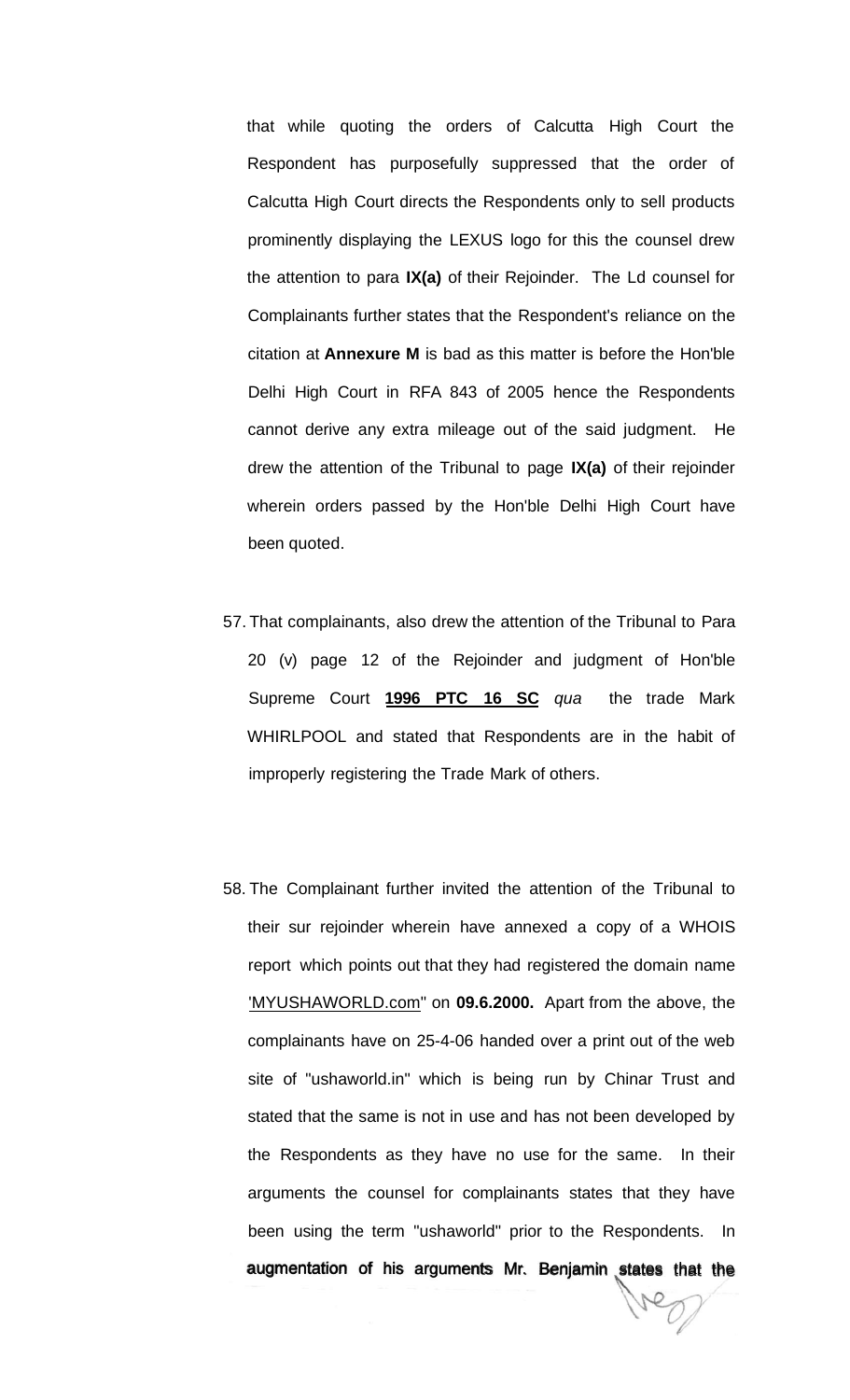that while quoting the orders of Calcutta High Court the Respondent has purposefully suppressed that the order of Calcutta High Court directs the Respondents only to sell products prominently displaying the LEXUS logo for this the counsel drew the attention to para **IX(a)** of their Rejoinder. The Ld counsel for Complainants further states that the Respondent's reliance on the citation at **Annexure M** is bad as this matter is before the Hon'ble Delhi High Court in RFA 843 of 2005 hence the Respondents cannot derive any extra mileage out of the said judgment. He drew the attention of the Tribunal to page **IX(a)** of their rejoinder wherein orders passed by the Hon'ble Delhi High Court have been quoted.

57. That complainants, also drew the attention of the Tribunal to Para 20 (v) page 12 of the Rejoinder and judgment of Hon'ble Supreme Court **<u>1996 PTC 16 SC</u>** *qua* the trade Mark WHIRLPOOL and stated that Respondents are in the habit of improperly registering the Trade Mark of others.

58. The Complainant further invited the attention of the Tribunal to their sur rejoinder wherein have annexed a copy of a WHOIS report which points out that they had registered the domain name '<u>MYUSHAWORLD.com</u>" on **09.6.2000.** Apart from the above, the complainants have on 25-4-06 handed over a print out of the web site of "ushaworld.in" which is being run by Chinar Trust and stated that the same is not in use and has not been developed by the Respondents as they have no use for the same. In their arguments the counsel for complainants states that they have been using the term "ushaworld" prior to the Respondents. In augmentation of his arguments Mr. Benjamin states that the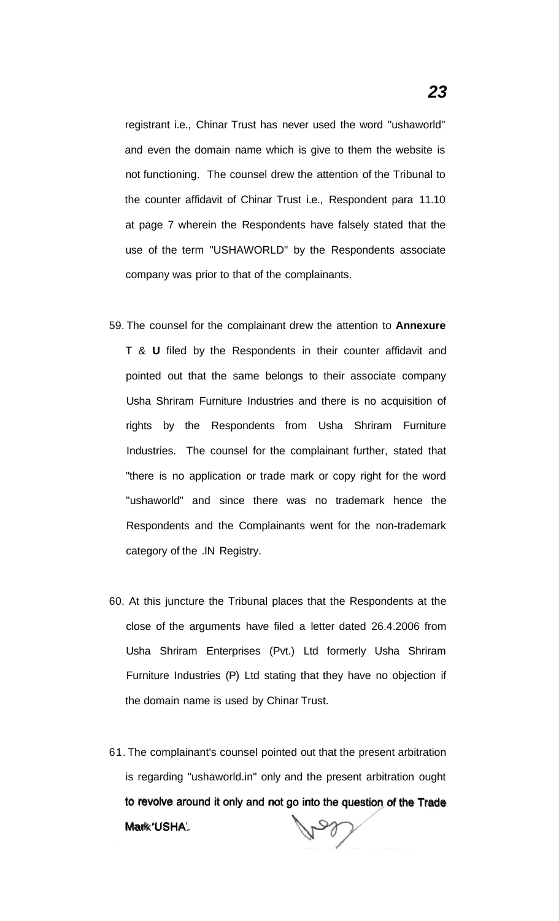registrant i.e., Chinar Trust has never used the word "ushaworld" and even the domain name which is give to them the website is not functioning. The counsel drew the attention of the Tribunal to the counter affidavit of Chinar Trust i.e., Respondent para 11.10 at page 7 wherein the Respondents have falsely stated that the use of the term "USHAWORLD" by the Respondents associate company was prior to that of the complainants.

59. The counsel for the complainant drew the attention to **Annexure** T & **U** filed by the Respondents in their counter affidavit and pointed out that the same belongs to their associate company Usha Shriram Furniture Industries and there is no acquisition of rights by the Respondents from Usha Shriram Furniture Industries. The counsel for the complainant further, stated that "there is no application or trade mark or copy right for the word "ushaworld" and since there was no trademark hence the Respondents and the Complainants went for the non-trademark category of the .IN Registry.

60. At this juncture the Tribunal places that the Respondents at the close of the arguments have filed a letter dated 26.4.2006 from Usha Shriram Enterprises (Pvt.) Ltd formerly Usha Shriram Furniture Industries (P) Ltd stating that they have no objection if the domain name is used by Chinar Trust.

61. The complainant's counsel pointed out that the present arbitration is regarding "ushaworld.in" only and the present arbitration ought to revolve around it only and not go into the question of the Trade Mark 'USHA'.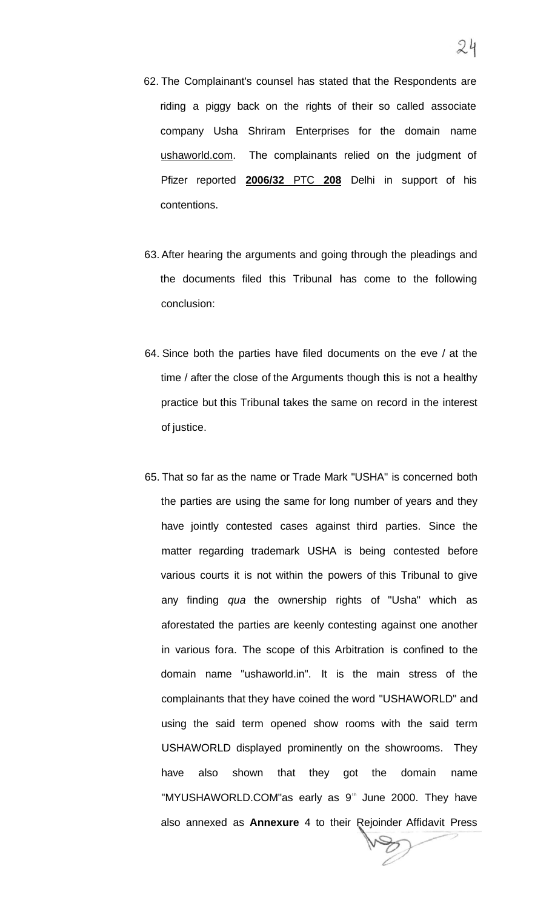62. The Complainant's counsel has stated that the Respondents are riding a piggy back on the rights of their so called associate company Usha Shriram Enterprises for the domain name ushaworld.com. The complainants relied on the judgment of Pfizer reported **2006/32 PTC 208** Delhi in support of his contentions.

63. After hearing the arguments and going through the pleadings and the documents filed this Tribunal has come to the following conclusion:

64. Since both the parties have filed documents on the eve / at the time / after the close of the Arguments though this is not a healthy practice but this Tribunal takes the same on record in the interest of justice.

65. That so far as the name or Trade Mark "USHA" is concerned both the parties are using the same for long number of years and they have jointly contested cases against third parties. Since the matter regarding trademark USHA is being contested before various courts it is not within the powers of this Tribunal to give any finding *qua* the ownership rights of "Usha" which as aforestated the parties are keenly contesting against one another in various fora. The scope of this Arbitration is confined to the domain name "ushaworld.in". It is the main stress of the complainants that they have coined the word "USHAWORLD" and using the said term opened show rooms with the said term USHAWORLD displayed prominently on the showrooms. They have also shown that they got the domain name "MYUSHAWORLD.COM"as early as 9th June 2000. They have also annexed as **Annexure** 4 to their Rejoinder Affidavit Press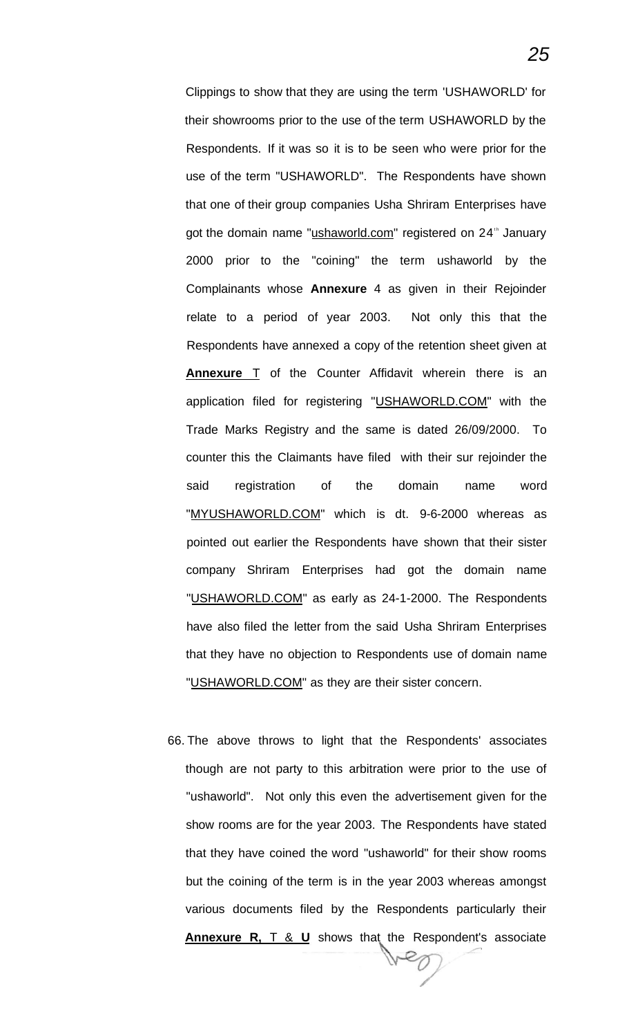Clippings to show that they are using the term 'USHAWORLD' for their showrooms prior to the use of the term USHAWORLD by the Respondents. If it was so it is to be seen who were prior for the use of the term "USHAWORLD". The Respondents have shown that one of their group companies Usha Shriram Enterprises have got the domain name "ushaworld.com" registered on 24th January 2000 prior to the "coining" the term ushaworld by the Complainants whose **Annexure** 4 as given in their Rejoinder relate to a period of year 2003. Not only this that the Respondents have annexed a copy of the retention sheet given at **Annexure** T of the Counter Affidavit wherein there is an application filed for registering "USHAWORLD.COM" with the Trade Marks Registry and the same is dated 26/09/2000. To counter this the Claimants have filed with their sur rejoinder the said registration of the domain name word "MYUSHAWORLD.COM" which is dt. 9-6-2000 whereas as pointed out earlier the Respondents have shown that their sister company Shriram Enterprises had got the domain name "USHAWORLD.COM" as early as 24-1-2000. The Respondents have also filed the letter from the said Usha Shriram Enterprises that they have no objection to Respondents use of domain name "USHAWORLD.COM" as they are their sister concern.

66. The above throws to light that the Respondents' associates though are not party to this arbitration were prior to the use of "ushaworld". Not only this even the advertisement given for the show rooms are for the year 2003. The Respondents have stated that they have coined the word "ushaworld" for their show rooms but the coining of the term is in the year 2003 whereas amongst various documents filed by the Respondents particularly their **Annexure R,** T & **U** shows that the Respondent's associate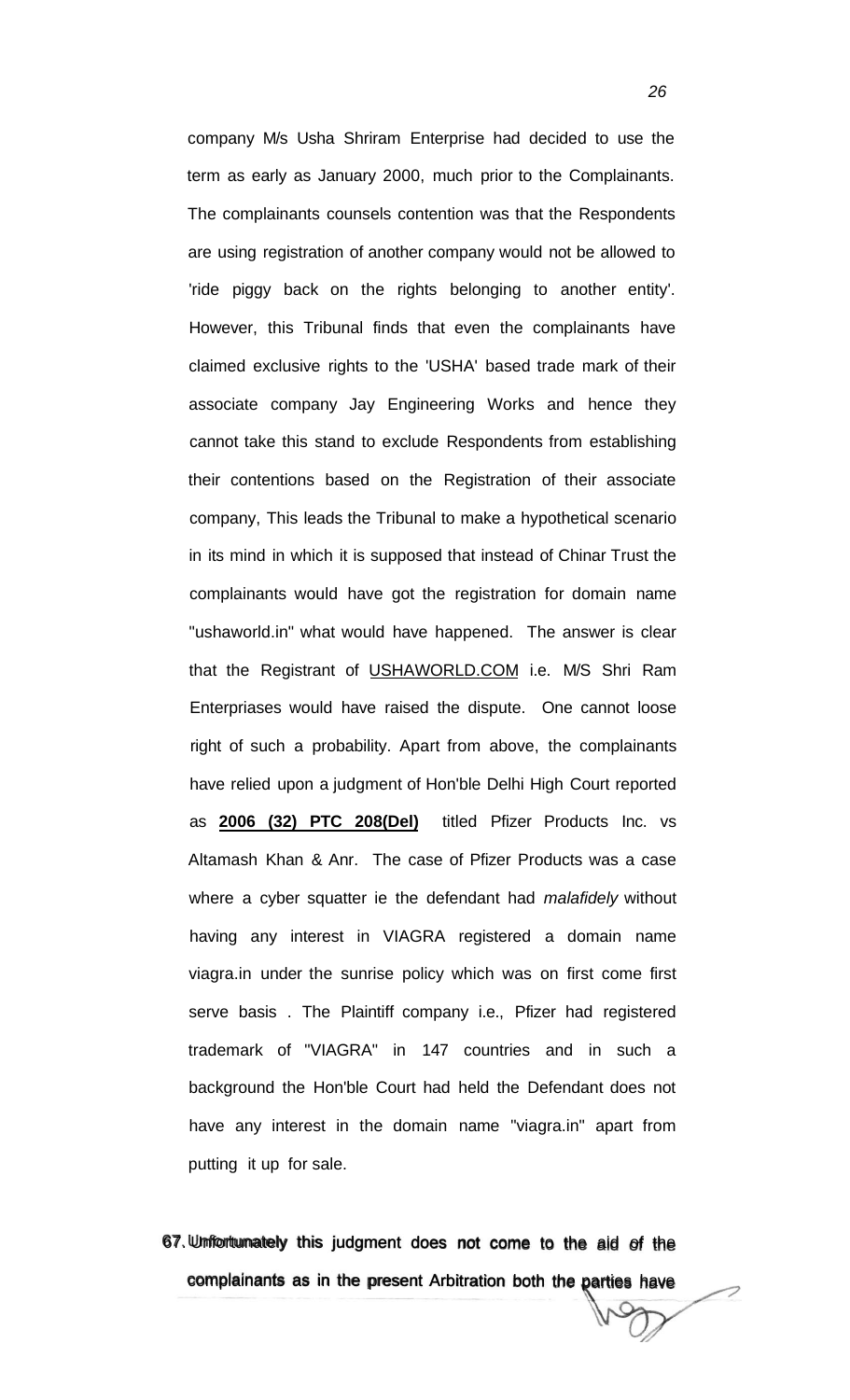company M/s Usha Shriram Enterprise had decided to use the term as early as January 2000, much prior to the Complainants. The complainants counsels contention was that the Respondents are using registration of another company would not be allowed to 'ride piggy back on the rights belonging to another entity'. However, this Tribunal finds that even the complainants have claimed exclusive rights to the 'USHA' based trade mark of their associate company Jay Engineering Works and hence they cannot take this stand to exclude Respondents from establishing their contentions based on the Registration of their associate company, This leads the Tribunal to make a hypothetical scenario in its mind in which it is supposed that instead of Chinar Trust the complainants would have got the registration for domain name "ushaworld.in" what would have happened. The answer is clear that the Registrant of USHAWORLD.COM i.e. M/S Shri Ram Enterpriases would have raised the dispute. One cannot loose right of such a probability. Apart from above, the complainants have relied upon a judgment of Hon'ble Delhi High Court reported as **2006 (32) PTC 208(Del)** titled Pfizer Products Inc. vs Altamash Khan & Anr. The case of Pfizer Products was a case where a cyber squatter ie the defendant had *malafidely* without having any interest in VIAGRA registered a domain name viagra.in under the sunrise policy which was on first come first serve basis . The Plaintiff company i.e., Pfizer had registered trademark of "VIAGRA" in 147 countries and in such a background the Hon'ble Court had held the Defendant does not have any interest in the domain name "viagra.in" apart from putting it up for sale.

67. **Unfortunately this judgment does not come to the aid of the complainants as in the present Arbitration both the parties have**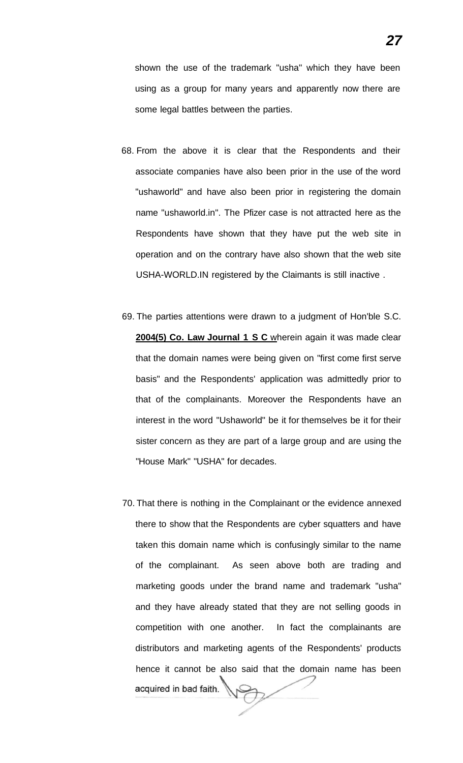shown the use of the trademark "usha" which they have been using as a group for many years and apparently now there are some legal battles between the parties.

68. From the above it is clear that the Respondents and their associate companies have also been prior in the use of the word "ushaworld" and have also been prior in registering the domain name "ushaworld.in". The Pfizer case is not attracted here as the Respondents have shown that they have put the web site in operation and on the contrary have also shown that the web site USHA-WORLD.IN registered by the Claimants is still inactive .

69. The parties attentions were drawn to a judgment of Hon'ble S.C. **2004(5) Co. Law Journal 1 S C** wherein again it was made clear that the domain names were being given on "first come first serve basis" and the Respondents' application was admittedly prior to that of the complainants. Moreover the Respondents have an interest in the word "Ushaworld" be it for themselves be it for their sister concern as they are part of a large group and are using the "House Mark" "USHA" for decades.

70. That there is nothing in the Complainant or the evidence annexed there to show that the Respondents are cyber squatters and have taken this domain name which is confusingly similar to the name of the complainant. As seen above both are trading and marketing goods under the brand name and trademark "usha" and they have already stated that they are not selling goods in competition with one another. In fact the complainants are distributors and marketing agents of the Respondents' products hence it cannot be also said that the domain name has been acquired in bad faith.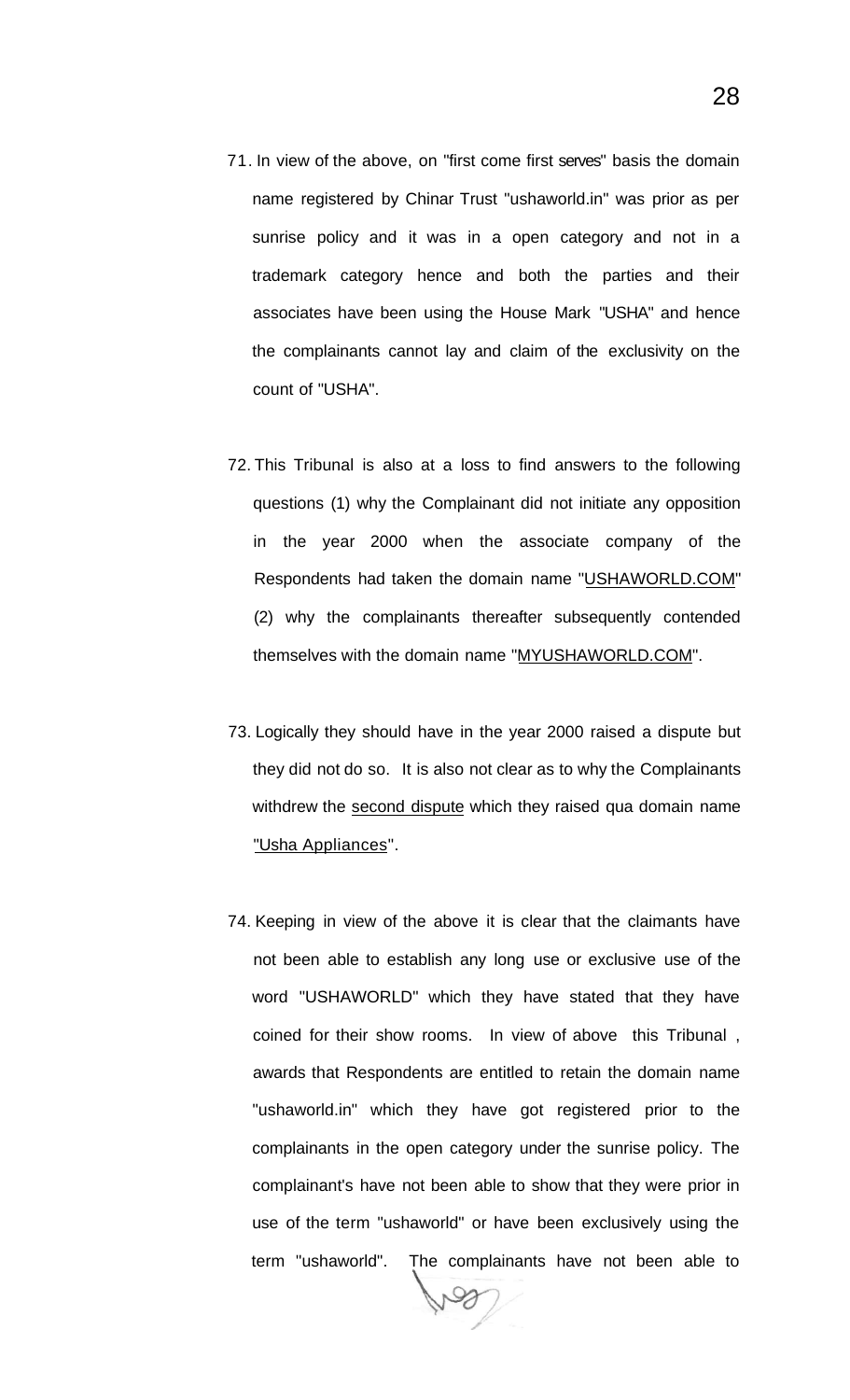71. In view of the above, on "first come first serves" basis the domain name registered by Chinar Trust "ushaworld.in" was prior as per sunrise policy and it was in a open category and not in a trademark category hence and both the parties and their associates have been using the House Mark "USHA" and hence the complainants cannot lay and claim of the exclusivity on the count of "USHA".

72. This Tribunal is also at a loss to find answers to the following questions (1) why the Complainant did not initiate any opposition in the year 2000 when the associate company of the Respondents had taken the domain name "USHAWORLD.COM" (2) why the complainants thereafter subsequently contended themselves with the domain name "MYUSHAWORLD.COM".

73. Logically they should have in the year 2000 raised a dispute but they did not do so. It is also not clear as to why the Complainants withdrew the second dispute which they raised qua domain name "Usha Appliances".

74. Keeping in view of the above it is clear that the claimants have not been able to establish any long use or exclusive use of the word "USHAWORLD" which they have stated that they have coined for their show rooms. In view of above this Tribunal , awards that Respondents are entitled to retain the domain name "ushaworld.in" which they have got registered prior to the complainants in the open category under the sunrise policy. The complainant's have not been able to show that they were prior in use of the term "ushaworld" or have been exclusively using the term "ushaworld". The complainants have not been able to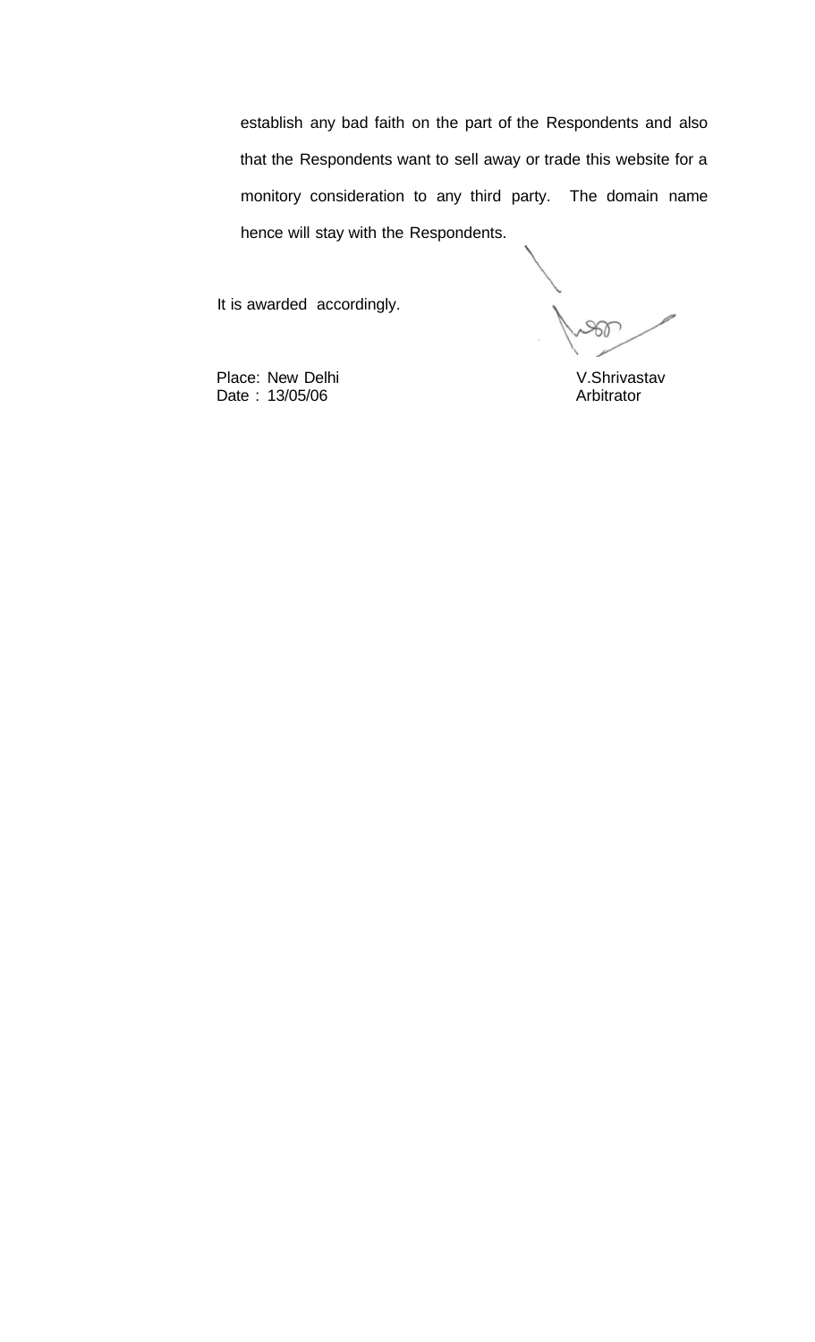establish any bad faith on the part of the Respondents and also that the Respondents want to sell away or trade this website for a monitory consideration to any third party. The domain name hence will stay with the Respondents.

It is awarded accordingly.

Place: New Delhi
Date : 13/05/06

V.Shrivastav
Arbitrator